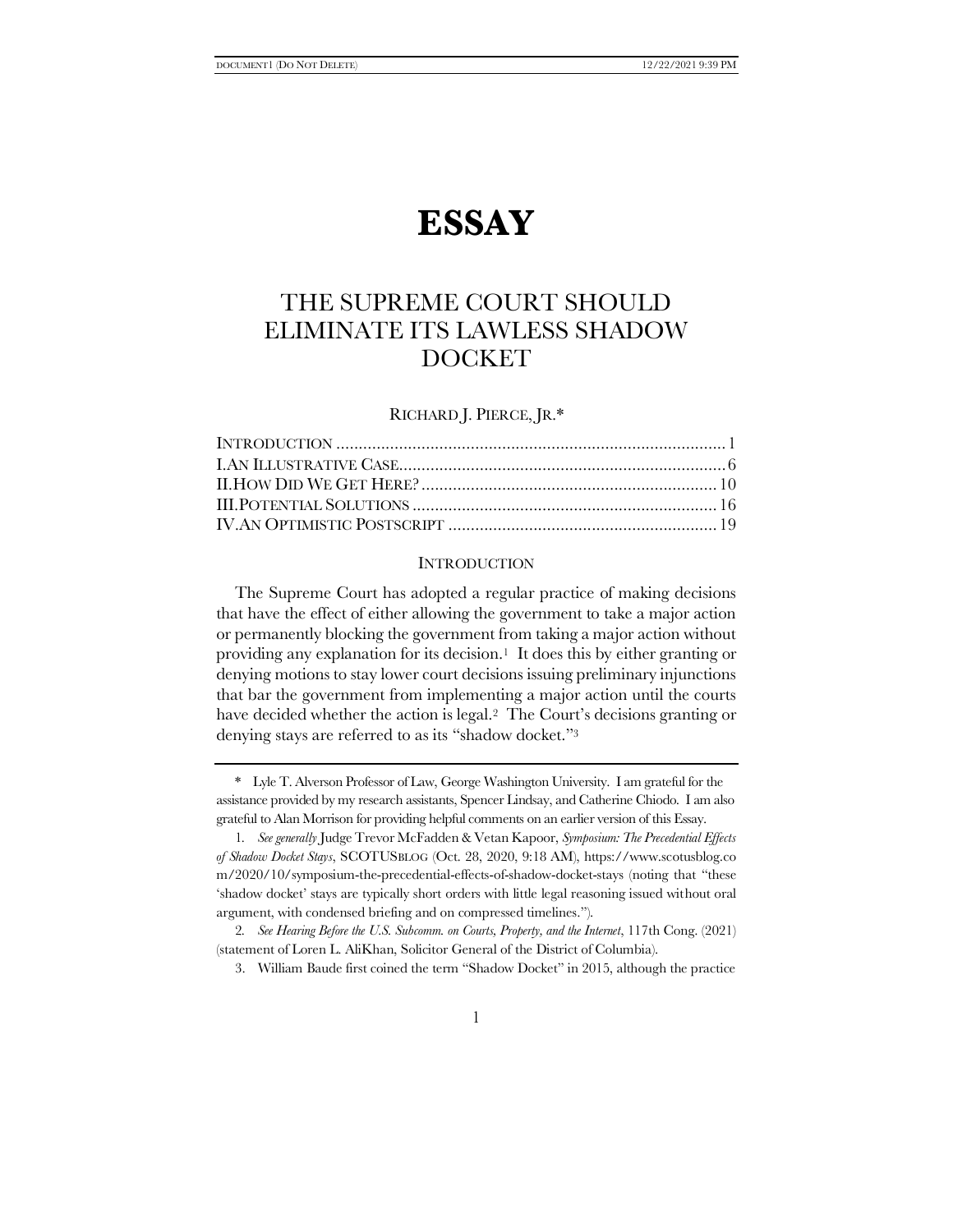# ESSAY

## THE SUPREME COURT SHOULD ELIMINATE ITS LAWLESS SHADOW DOCKET

RICHARD J. PIERCE, JR.*

INTRODUCTION .......................................................................................1
I. AN ILLUSTRATIVE CASE.........................................................................6
II. HOW DID WE GET HERE?..................................................................10
III. POTENTIAL SOLUTIONS ....................................................................16
IV. AN OPTIMISTIC POSTSCRIPT ............................................................19

### INTRODUCTION

The Supreme Court has adopted a regular practice of making decisions that have the effect of either allowing the government to take a major action or permanently blocking the government from taking a major action without providing any explanation for its decision.[1] It does this by either granting or denying motions to stay lower court decisions issuing preliminary injunctions that bar the government from implementing a major action until the courts have decided whether the action is legal.[2] The Court's decisions granting or denying stays are referred to as its "shadow docket."[3]

---

\* Lyle T. Alverson Professor of Law, George Washington University. I am grateful for the assistance provided by my research assistants, Spencer Lindsay, and Catherine Chiodo. I am also grateful to Alan Morrison for providing helpful comments on an earlier version of this Essay.

1. *See generally* Judge Trevor McFadden & Vetan Kapoor, *Symposium: The Precedential Effects of Shadow Docket Stays*, SCOTUSBLOG (Oct. 28, 2020, 9:18 AM), https://www.scotusblog.com/2020/10/symposium-the-precedential-effects-of-shadow-docket-stays (noting that "these 'shadow docket' stays are typically short orders with little legal reasoning issued without oral argument, with condensed briefing and on compressed timelines.").

2. *See Hearing Before the U.S. Subcomm. on Courts, Property, and the Internet*, 117th Cong. (2021) (statement of Loren L. AliKhan, Solicitor General of the District of Columbia).

3. William Baude first coined the term "Shadow Docket" in 2015, although the practice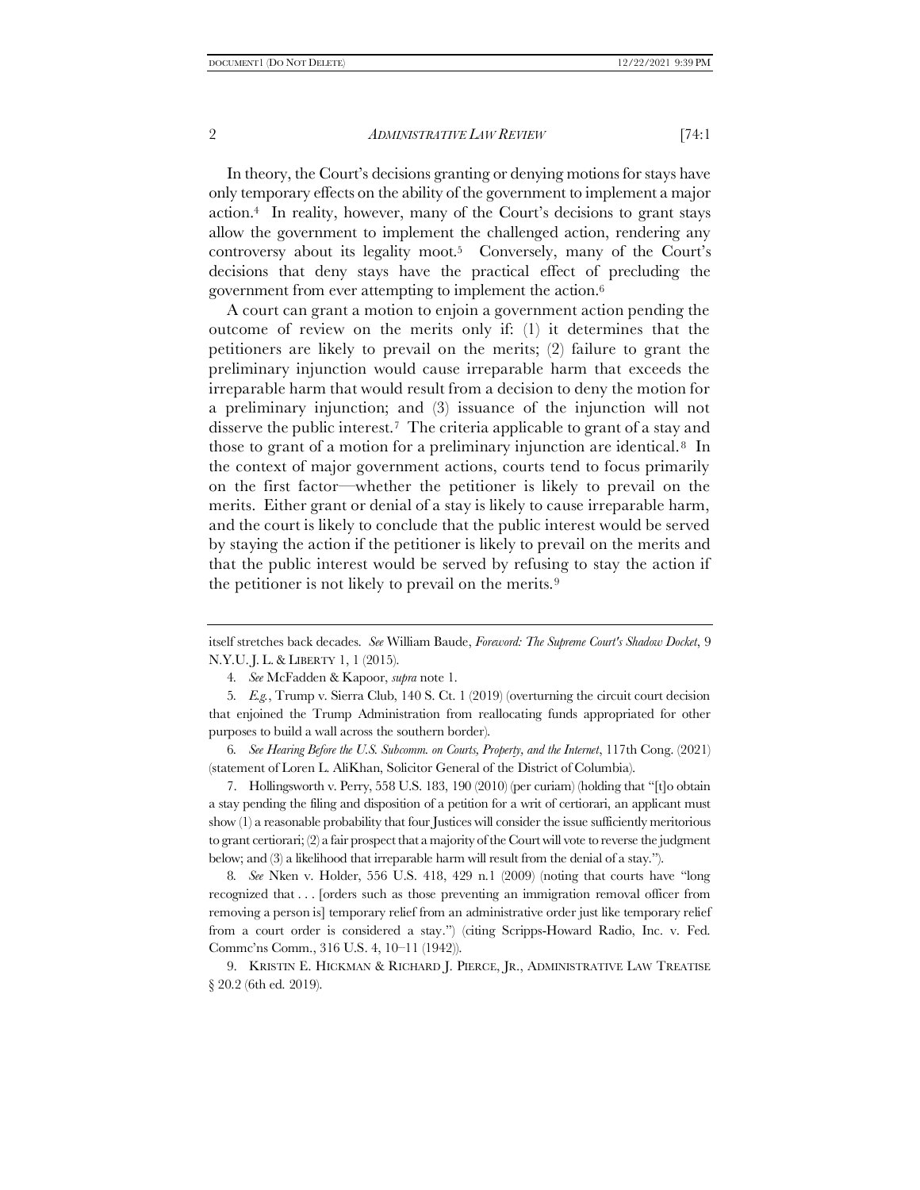In theory, the Court's decisions granting or denying motions for stays have only temporary effects on the ability of the government to implement a major action.[4] In reality, however, many of the Court's decisions to grant stays allow the government to implement the challenged action, rendering any controversy about its legality moot.[5] Conversely, many of the Court's decisions that deny stays have the practical effect of precluding the government from ever attempting to implement the action.[6]

A court can grant a motion to enjoin a government action pending the outcome of review on the merits only if: (1) it determines that the petitioners are likely to prevail on the merits; (2) failure to grant the preliminary injunction would cause irreparable harm that exceeds the irreparable harm that would result from a decision to deny the motion for a preliminary injunction; and (3) issuance of the injunction will not disserve the public interest.[7] The criteria applicable to grant of a stay and those to grant of a motion for a preliminary injunction are identical.[8] In the context of major government actions, courts tend to focus primarily on the first factor—whether the petitioner is likely to prevail on the merits. Either grant or denial of a stay is likely to cause irreparable harm, and the court is likely to conclude that the public interest would be served by staying the action if the petitioner is likely to prevail on the merits and that the public interest would be served by refusing to stay the action if the petitioner is not likely to prevail on the merits.[9]

---

itself stretches back decades. *See* William Baude, *Foreword: The Supreme Court's Shadow Docket*, 9 N.Y.U. J. L. & LIBERTY 1, 1 (2015).

4. *See* McFadden & Kapoor, *supra* note 1.

5. *E.g.*, Trump v. Sierra Club, 140 S. Ct. 1 (2019) (overturning the circuit court decision that enjoined the Trump Administration from reallocating funds appropriated for other purposes to build a wall across the southern border).

6. *See Hearing Before the U.S. Subcomm. on Courts, Property, and the Internet*, 117th Cong. (2021) (statement of Loren L. AliKhan, Solicitor General of the District of Columbia).

7. Hollingsworth v. Perry, 558 U.S. 183, 190 (2010) (per curiam) (holding that "[t]o obtain a stay pending the filing and disposition of a petition for a writ of certiorari, an applicant must show (1) a reasonable probability that four Justices will consider the issue sufficiently meritorious to grant certiorari; (2) a fair prospect that a majority of the Court will vote to reverse the judgment below; and (3) a likelihood that irreparable harm will result from the denial of a stay.").

8. *See* Nken v. Holder, 556 U.S. 418, 429 n.1 (2009) (noting that courts have "long recognized that . . . [orders such as those preventing an immigration removal officer from removing a person is] temporary relief from an administrative order just like temporary relief from a court order is considered a stay.") (citing Scripps-Howard Radio, Inc. v. Fed. Commc'ns Comm., 316 U.S. 4, 10–11 (1942)).

9. KRISTIN E. HICKMAN & RICHARD J. PIERCE, JR., ADMINISTRATIVE LAW TREATISE § 20.2 (6th ed. 2019).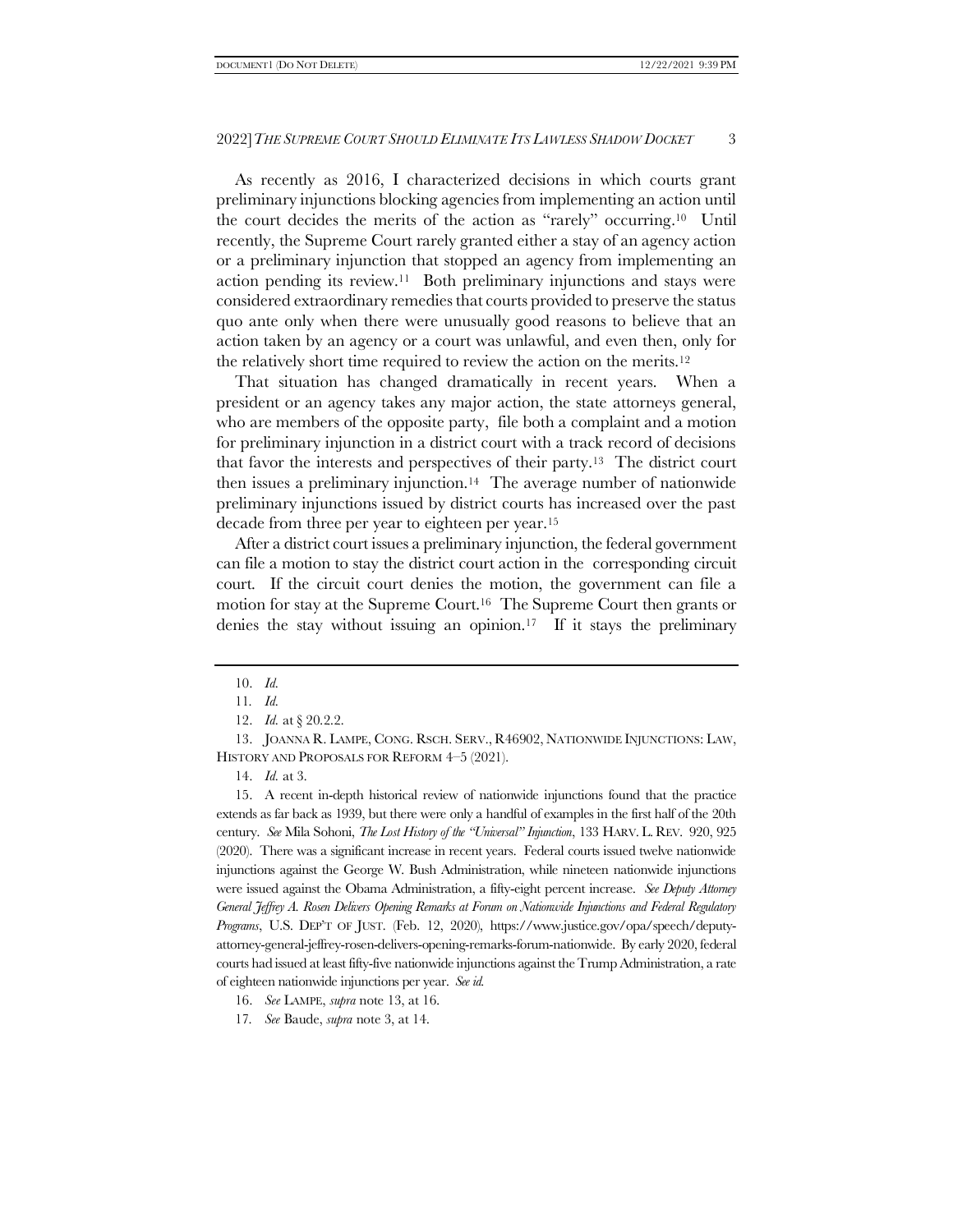As recently as 2016, I characterized decisions in which courts grant preliminary injunctions blocking agencies from implementing an action until the court decides the merits of the action as "rarely" occurring.[10] Until recently, the Supreme Court rarely granted either a stay of an agency action or a preliminary injunction that stopped an agency from implementing an action pending its review.[11] Both preliminary injunctions and stays were considered extraordinary remedies that courts provided to preserve the status quo ante only when there were unusually good reasons to believe that an action taken by an agency or a court was unlawful, and even then, only for the relatively short time required to review the action on the merits.[12]

That situation has changed dramatically in recent years. When a president or an agency takes any major action, the state attorneys general, who are members of the opposite party, file both a complaint and a motion for preliminary injunction in a district court with a track record of decisions that favor the interests and perspectives of their party.[13] The district court then issues a preliminary injunction.[14] The average number of nationwide preliminary injunctions issued by district courts has increased over the past decade from three per year to eighteen per year.[15]

After a district court issues a preliminary injunction, the federal government can file a motion to stay the district court action in the corresponding circuit court. If the circuit court denies the motion, the government can file a motion for stay at the Supreme Court.[16] The Supreme Court then grants or denies the stay without issuing an opinion.[17] If it stays the preliminary

---

10. *Id.*

11. *Id.*

12. *Id.* at § 20.2.2.

13. JOANNA R. LAMPE, CONG. RSCH. SERV., R46902, NATIONWIDE INJUNCTIONS: LAW, HISTORY AND PROPOSALS FOR REFORM 4–5 (2021).

14. *Id.* at 3.

15. A recent in-depth historical review of nationwide injunctions found that the practice extends as far back as 1939, but there were only a handful of examples in the first half of the 20th century. *See* Mila Sohoni, *The Lost History of the "Universal" Injunction*, 133 HARV. L. REV. 920, 925 (2020). There was a significant increase in recent years. Federal courts issued twelve nationwide injunctions against the George W. Bush Administration, while nineteen nationwide injunctions were issued against the Obama Administration, a fifty-eight percent increase. *See Deputy Attorney General Jeffrey A. Rosen Delivers Opening Remarks at Forum on Nationwide Injunctions and Federal Regulatory Programs*, U.S. DEP'T OF JUST. (Feb. 12, 2020), https://www.justice.gov/opa/speech/deputy-attorney-general-jeffrey-rosen-delivers-opening-remarks-forum-nationwide. By early 2020, federal courts had issued at least fifty-five nationwide injunctions against the Trump Administration, a rate of eighteen nationwide injunctions per year. *See id.*

16. *See* LAMPE, *supra* note 13, at 16.

17. *See* Baude, *supra* note 3, at 14.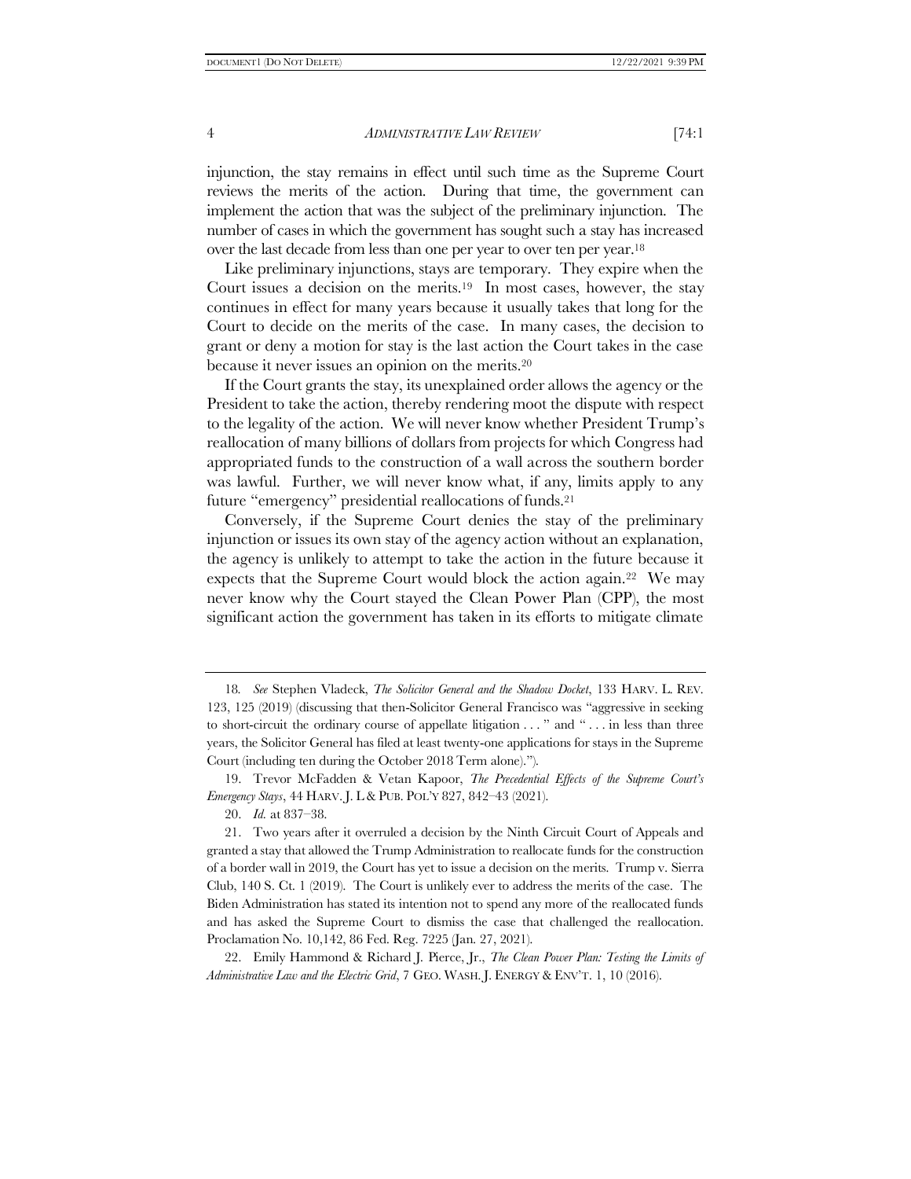injunction, the stay remains in effect until such time as the Supreme Court reviews the merits of the action. During that time, the government can implement the action that was the subject of the preliminary injunction. The number of cases in which the government has sought such a stay has increased over the last decade from less than one per year to over ten per year.[18]

Like preliminary injunctions, stays are temporary. They expire when the Court issues a decision on the merits.[19] In most cases, however, the stay continues in effect for many years because it usually takes that long for the Court to decide on the merits of the case. In many cases, the decision to grant or deny a motion for stay is the last action the Court takes in the case because it never issues an opinion on the merits.[20]

If the Court grants the stay, its unexplained order allows the agency or the President to take the action, thereby rendering moot the dispute with respect to the legality of the action. We will never know whether President Trump's reallocation of many billions of dollars from projects for which Congress had appropriated funds to the construction of a wall across the southern border was lawful. Further, we will never know what, if any, limits apply to any future "emergency" presidential reallocations of funds.[21]

Conversely, if the Supreme Court denies the stay of the preliminary injunction or issues its own stay of the agency action without an explanation, the agency is unlikely to attempt to take the action in the future because it expects that the Supreme Court would block the action again.[22] We may never know why the Court stayed the Clean Power Plan (CPP), the most significant action the government has taken in its efforts to mitigate climate

---

18. *See* Stephen Vladeck, *The Solicitor General and the Shadow Docket*, 133 HARV. L. REV. 123, 125 (2019) (discussing that then-Solicitor General Francisco was "aggressive in seeking to short-circuit the ordinary course of appellate litigation . . . " and " . . . in less than three years, the Solicitor General has filed at least twenty-one applications for stays in the Supreme Court (including ten during the October 2018 Term alone).").

19. Trevor McFadden & Vetan Kapoor, *The Precedential Effects of the Supreme Court's Emergency Stays*, 44 HARV. J. L & PUB. POL'Y 827, 842–43 (2021).

20. *Id.* at 837–38.

21. Two years after it overruled a decision by the Ninth Circuit Court of Appeals and granted a stay that allowed the Trump Administration to reallocate funds for the construction of a border wall in 2019, the Court has yet to issue a decision on the merits. Trump v. Sierra Club, 140 S. Ct. 1 (2019). The Court is unlikely ever to address the merits of the case. The Biden Administration has stated its intention not to spend any more of the reallocated funds and has asked the Supreme Court to dismiss the case that challenged the reallocation. Proclamation No. 10,142, 86 Fed. Reg. 7225 (Jan. 27, 2021).

22. Emily Hammond & Richard J. Pierce, Jr., *The Clean Power Plan: Testing the Limits of Administrative Law and the Electric Grid*, 7 GEO. WASH. J. ENERGY & ENV'T. 1, 10 (2016).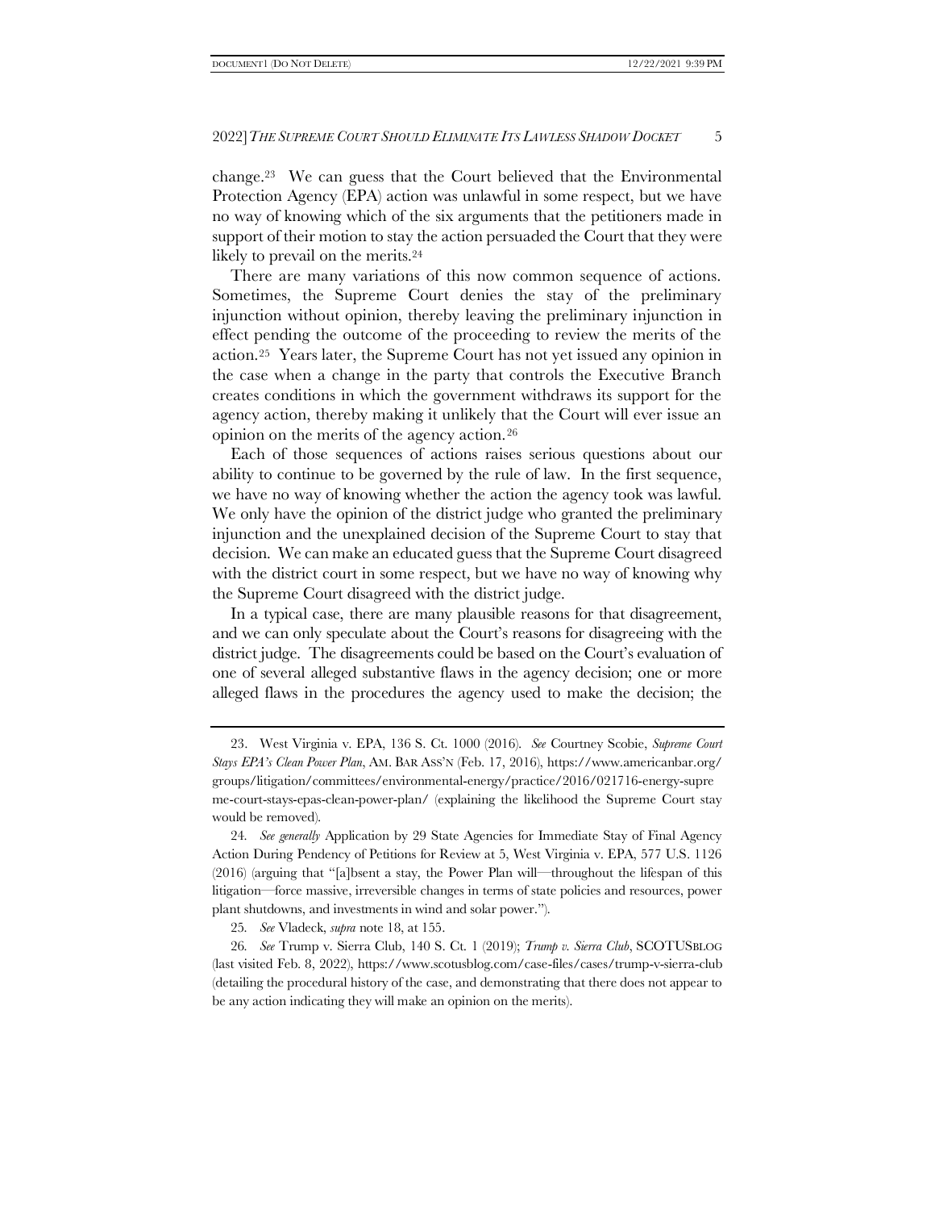change.[23] We can guess that the Court believed that the Environmental Protection Agency (EPA) action was unlawful in some respect, but we have no way of knowing which of the six arguments that the petitioners made in support of their motion to stay the action persuaded the Court that they were likely to prevail on the merits.[24]

There are many variations of this now common sequence of actions. Sometimes, the Supreme Court denies the stay of the preliminary injunction without opinion, thereby leaving the preliminary injunction in effect pending the outcome of the proceeding to review the merits of the action.[25] Years later, the Supreme Court has not yet issued any opinion in the case when a change in the party that controls the Executive Branch creates conditions in which the government withdraws its support for the agency action, thereby making it unlikely that the Court will ever issue an opinion on the merits of the agency action.[26]

Each of those sequences of actions raises serious questions about our ability to continue to be governed by the rule of law. In the first sequence, we have no way of knowing whether the action the agency took was lawful. We only have the opinion of the district judge who granted the preliminary injunction and the unexplained decision of the Supreme Court to stay that decision. We can make an educated guess that the Supreme Court disagreed with the district court in some respect, but we have no way of knowing why the Supreme Court disagreed with the district judge.

In a typical case, there are many plausible reasons for that disagreement, and we can only speculate about the Court's reasons for disagreeing with the district judge. The disagreements could be based on the Court's evaluation of one of several alleged substantive flaws in the agency decision; one or more alleged flaws in the procedures the agency used to make the decision; the

---

23. West Virginia v. EPA, 136 S. Ct. 1000 (2016). *See* Courtney Scobie, *Supreme Court Stays EPA's Clean Power Plan*, AM. BAR ASS'N (Feb. 17, 2016), https://www.americanbar.org/groups/litigation/committees/environmental-energy/practice/2016/021716-energy-supreme-court-stays-epas-clean-power-plan/ (explaining the likelihood the Supreme Court stay would be removed).

24. *See generally* Application by 29 State Agencies for Immediate Stay of Final Agency Action During Pendency of Petitions for Review at 5, West Virginia v. EPA, 577 U.S. 1126 (2016) (arguing that "[a]bsent a stay, the Power Plan will—throughout the lifespan of this litigation—force massive, irreversible changes in terms of state policies and resources, power plant shutdowns, and investments in wind and solar power.").

25. *See* Vladeck, *supra* note 18, at 155.

26. *See* Trump v. Sierra Club, 140 S. Ct. 1 (2019); *Trump v. Sierra Club*, SCOTUSBLOG (last visited Feb. 8, 2022), https://www.scotusblog.com/case-files/cases/trump-v-sierra-club (detailing the procedural history of the case, and demonstrating that there does not appear to be any action indicating they will make an opinion on the merits).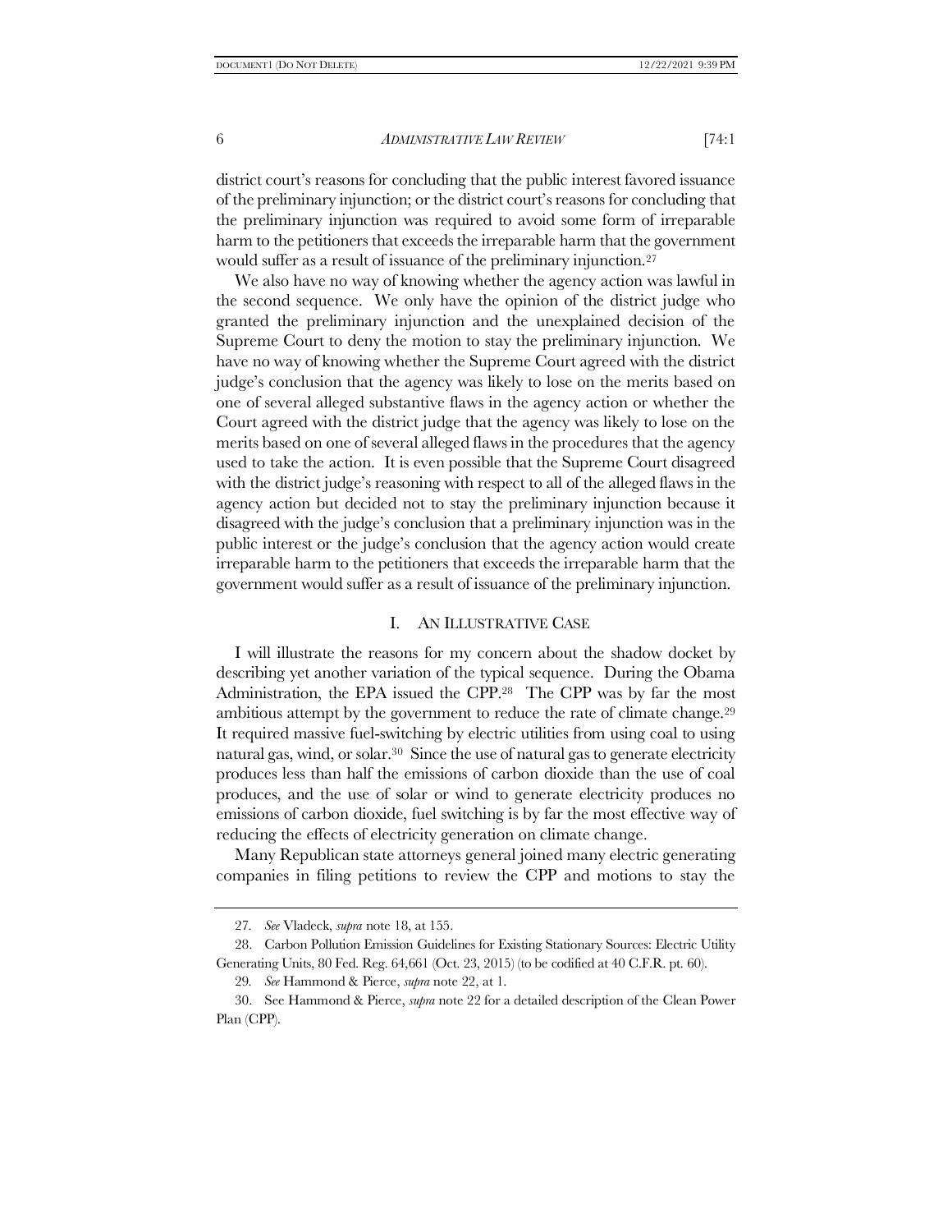district court's reasons for concluding that the public interest favored issuance of the preliminary injunction; or the district court's reasons for concluding that the preliminary injunction was required to avoid some form of irreparable harm to the petitioners that exceeds the irreparable harm that the government would suffer as a result of issuance of the preliminary injunction.[27]

We also have no way of knowing whether the agency action was lawful in the second sequence. We only have the opinion of the district judge who granted the preliminary injunction and the unexplained decision of the Supreme Court to deny the motion to stay the preliminary injunction. We have no way of knowing whether the Supreme Court agreed with the district judge's conclusion that the agency was likely to lose on the merits based on one of several alleged substantive flaws in the agency action or whether the Court agreed with the district judge that the agency was likely to lose on the merits based on one of several alleged flaws in the procedures that the agency used to take the action. It is even possible that the Supreme Court disagreed with the district judge's reasoning with respect to all of the alleged flaws in the agency action but decided not to stay the preliminary injunction because it disagreed with the judge's conclusion that a preliminary injunction was in the public interest or the judge's conclusion that the agency action would create irreparable harm to the petitioners that exceeds the irreparable harm that the government would suffer as a result of issuance of the preliminary injunction.

## I. AN ILLUSTRATIVE CASE

I will illustrate the reasons for my concern about the shadow docket by describing yet another variation of the typical sequence. During the Obama Administration, the EPA issued the CPP.[28] The CPP was by far the most ambitious attempt by the government to reduce the rate of climate change.[29] It required massive fuel-switching by electric utilities from using coal to using natural gas, wind, or solar.[30] Since the use of natural gas to generate electricity produces less than half the emissions of carbon dioxide than the use of coal produces, and the use of solar or wind to generate electricity produces no emissions of carbon dioxide, fuel switching is by far the most effective way of reducing the effects of electricity generation on climate change.

Many Republican state attorneys general joined many electric generating companies in filing petitions to review the CPP and motions to stay the

---

27. *See* Vladeck, *supra* note 18, at 155.

28. Carbon Pollution Emission Guidelines for Existing Stationary Sources: Electric Utility Generating Units, 80 Fed. Reg. 64,661 (Oct. 23, 2015) (to be codified at 40 C.F.R. pt. 60).

29. *See* Hammond & Pierce, *supra* note 22, at 1.

30. See Hammond & Pierce, *supra* note 22 for a detailed description of the Clean Power Plan (CPP).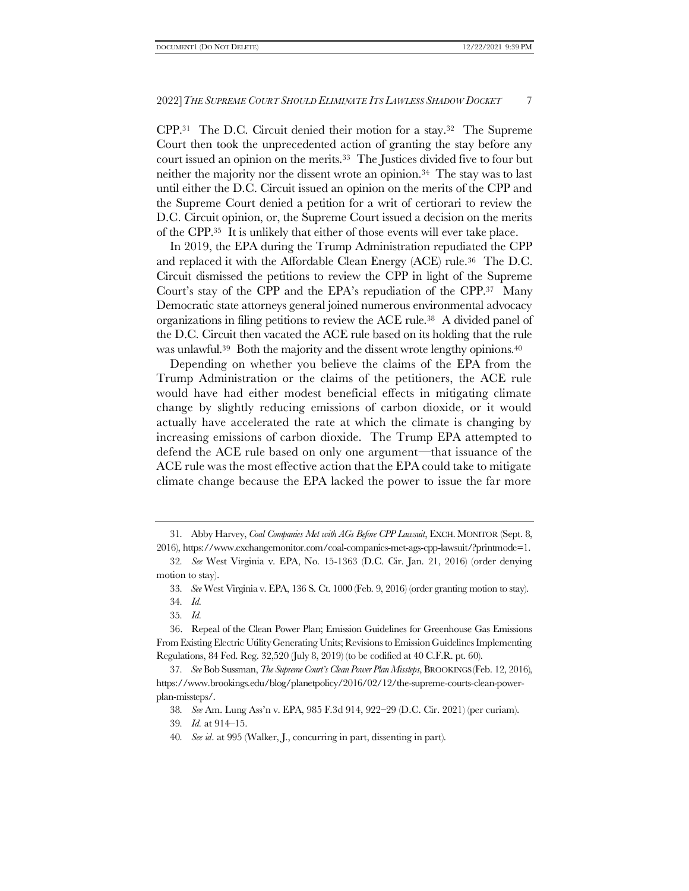CPP.[31] The D.C. Circuit denied their motion for a stay.[32] The Supreme Court then took the unprecedented action of granting the stay before any court issued an opinion on the merits.[33] The Justices divided five to four but neither the majority nor the dissent wrote an opinion.[34] The stay was to last until either the D.C. Circuit issued an opinion on the merits of the CPP and the Supreme Court denied a petition for a writ of certiorari to review the D.C. Circuit opinion, or, the Supreme Court issued a decision on the merits of the CPP.[35] It is unlikely that either of those events will ever take place.

In 2019, the EPA during the Trump Administration repudiated the CPP and replaced it with the Affordable Clean Energy (ACE) rule.[36] The D.C. Circuit dismissed the petitions to review the CPP in light of the Supreme Court's stay of the CPP and the EPA's repudiation of the CPP.[37] Many Democratic state attorneys general joined numerous environmental advocacy organizations in filing petitions to review the ACE rule.[38] A divided panel of the D.C. Circuit then vacated the ACE rule based on its holding that the rule was unlawful.[39] Both the majority and the dissent wrote lengthy opinions.[40]

Depending on whether you believe the claims of the EPA from the Trump Administration or the claims of the petitioners, the ACE rule would have had either modest beneficial effects in mitigating climate change by slightly reducing emissions of carbon dioxide, or it would actually have accelerated the rate at which the climate is changing by increasing emissions of carbon dioxide. The Trump EPA attempted to defend the ACE rule based on only one argument—that issuance of the ACE rule was the most effective action that the EPA could take to mitigate climate change because the EPA lacked the power to issue the far more

---

31. Abby Harvey, *Coal Companies Met with AGs Before CPP Lawsuit*, EXCH. MONITOR (Sept. 8, 2016), https://www.exchangemonitor.com/coal-companies-met-ags-cpp-lawsuit/?printmode=1.

32. *See* West Virginia v. EPA, No. 15-1363 (D.C. Cir. Jan. 21, 2016) (order denying motion to stay).

33. *See* West Virginia v. EPA, 136 S. Ct. 1000 (Feb. 9, 2016) (order granting motion to stay).

34. *Id.*

35. *Id.*

36. Repeal of the Clean Power Plan; Emission Guidelines for Greenhouse Gas Emissions From Existing Electric Utility Generating Units; Revisions to Emission Guidelines Implementing Regulations, 84 Fed. Reg. 32,520 (July 8, 2019) (to be codified at 40 C.F.R. pt. 60).

37. *See* Bob Sussman, *The Supreme Court's Clean Power Plan Missteps*, BROOKINGS (Feb. 12, 2016), https://www.brookings.edu/blog/planetpolicy/2016/02/12/the-supreme-courts-clean-power-plan-missteps/.

38. *See* Am. Lung Ass'n v. EPA, 985 F.3d 914, 922–29 (D.C. Cir. 2021) (per curiam).

39. *Id.* at 914–15.

40. *See id*. at 995 (Walker, J., concurring in part, dissenting in part).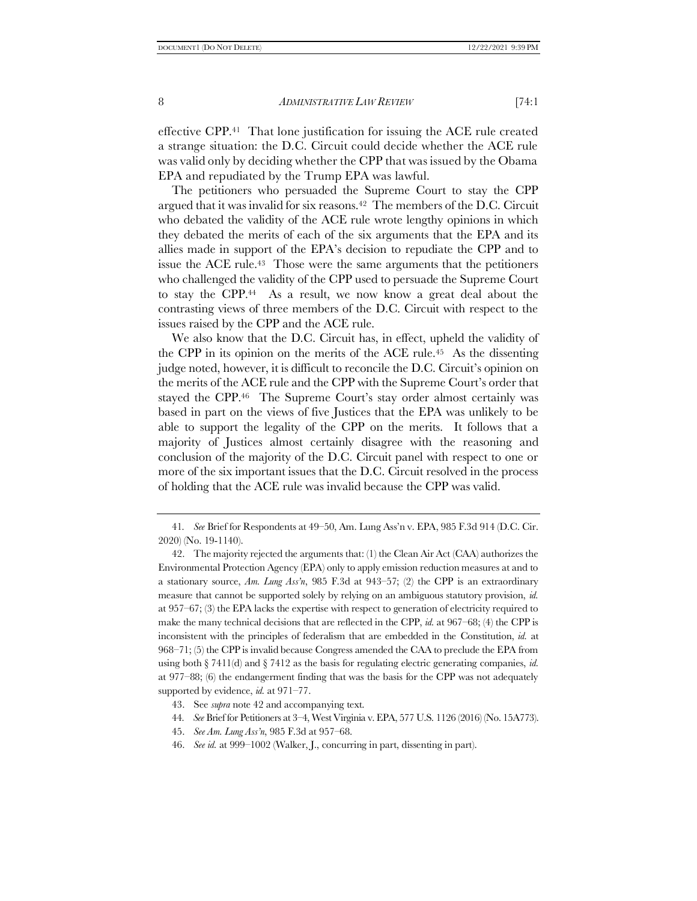effective CPP.[41] That lone justification for issuing the ACE rule created a strange situation: the D.C. Circuit could decide whether the ACE rule was valid only by deciding whether the CPP that was issued by the Obama EPA and repudiated by the Trump EPA was lawful.

The petitioners who persuaded the Supreme Court to stay the CPP argued that it was invalid for six reasons.[42] The members of the D.C. Circuit who debated the validity of the ACE rule wrote lengthy opinions in which they debated the merits of each of the six arguments that the EPA and its allies made in support of the EPA's decision to repudiate the CPP and to issue the ACE rule.[43] Those were the same arguments that the petitioners who challenged the validity of the CPP used to persuade the Supreme Court to stay the CPP.[44] As a result, we now know a great deal about the contrasting views of three members of the D.C. Circuit with respect to the issues raised by the CPP and the ACE rule.

We also know that the D.C. Circuit has, in effect, upheld the validity of the CPP in its opinion on the merits of the ACE rule.[45] As the dissenting judge noted, however, it is difficult to reconcile the D.C. Circuit's opinion on the merits of the ACE rule and the CPP with the Supreme Court's order that stayed the CPP.[46] The Supreme Court's stay order almost certainly was based in part on the views of five Justices that the EPA was unlikely to be able to support the legality of the CPP on the merits. It follows that a majority of Justices almost certainly disagree with the reasoning and conclusion of the majority of the D.C. Circuit panel with respect to one or more of the six important issues that the D.C. Circuit resolved in the process of holding that the ACE rule was invalid because the CPP was valid.

---

41. *See* Brief for Respondents at 49–50, Am. Lung Ass'n v. EPA, 985 F.3d 914 (D.C. Cir. 2020) (No. 19-1140).

42. The majority rejected the arguments that: (1) the Clean Air Act (CAA) authorizes the Environmental Protection Agency (EPA) only to apply emission reduction measures at and to a stationary source, *Am. Lung Ass'n*, 985 F.3d at 943–57; (2) the CPP is an extraordinary measure that cannot be supported solely by relying on an ambiguous statutory provision, *id.* at 957–67; (3) the EPA lacks the expertise with respect to generation of electricity required to make the many technical decisions that are reflected in the CPP, *id.* at 967–68; (4) the CPP is inconsistent with the principles of federalism that are embedded in the Constitution, *id.* at 968–71; (5) the CPP is invalid because Congress amended the CAA to preclude the EPA from using both § 7411(d) and § 7412 as the basis for regulating electric generating companies, *id.* at 977–88; (6) the endangerment finding that was the basis for the CPP was not adequately supported by evidence, *id.* at 971–77.

43. See *supra* note 42 and accompanying text.

44. *See* Brief for Petitioners at 3–4, West Virginia v. EPA, 577 U.S. 1126 (2016) (No. 15A773).

45. *See Am. Lung Ass'n*, 985 F.3d at 957–68.

46. *See id.* at 999–1002 (Walker, J., concurring in part, dissenting in part).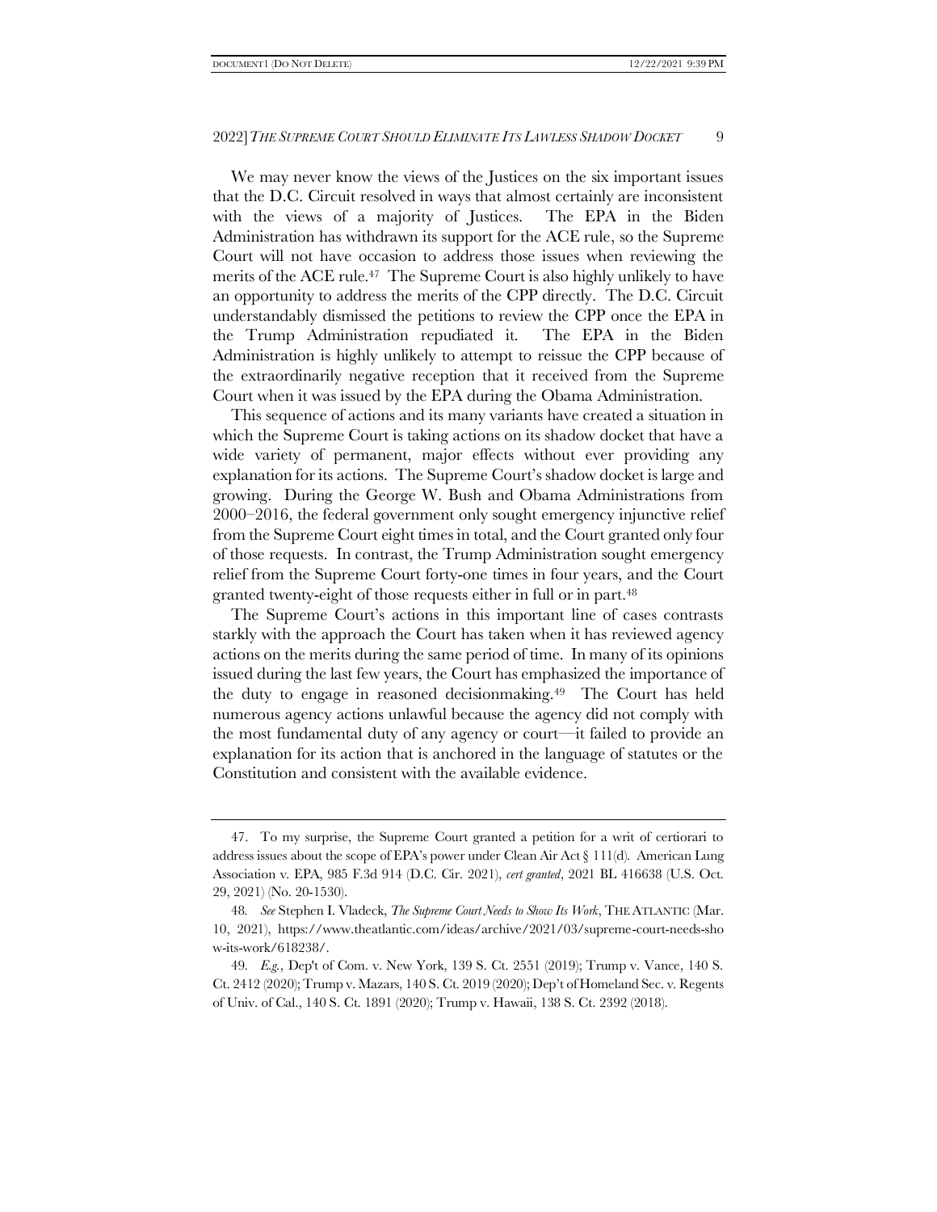We may never know the views of the Justices on the six important issues that the D.C. Circuit resolved in ways that almost certainly are inconsistent with the views of a majority of Justices. The EPA in the Biden Administration has withdrawn its support for the ACE rule, so the Supreme Court will not have occasion to address those issues when reviewing the merits of the ACE rule.[47] The Supreme Court is also highly unlikely to have an opportunity to address the merits of the CPP directly. The D.C. Circuit understandably dismissed the petitions to review the CPP once the EPA in the Trump Administration repudiated it. The EPA in the Biden Administration is highly unlikely to attempt to reissue the CPP because of the extraordinarily negative reception that it received from the Supreme Court when it was issued by the EPA during the Obama Administration.

This sequence of actions and its many variants have created a situation in which the Supreme Court is taking actions on its shadow docket that have a wide variety of permanent, major effects without ever providing any explanation for its actions. The Supreme Court's shadow docket is large and growing. During the George W. Bush and Obama Administrations from 2000–2016, the federal government only sought emergency injunctive relief from the Supreme Court eight times in total, and the Court granted only four of those requests. In contrast, the Trump Administration sought emergency relief from the Supreme Court forty-one times in four years, and the Court granted twenty-eight of those requests either in full or in part.[48]

The Supreme Court's actions in this important line of cases contrasts starkly with the approach the Court has taken when it has reviewed agency actions on the merits during the same period of time. In many of its opinions issued during the last few years, the Court has emphasized the importance of the duty to engage in reasoned decisionmaking.[49] The Court has held numerous agency actions unlawful because the agency did not comply with the most fundamental duty of any agency or court—it failed to provide an explanation for its action that is anchored in the language of statutes or the Constitution and consistent with the available evidence.

---

47. To my surprise, the Supreme Court granted a petition for a writ of certiorari to address issues about the scope of EPA's power under Clean Air Act § 111(d). American Lung Association v. EPA, 985 F.3d 914 (D.C. Cir. 2021), *cert granted*, 2021 BL 416638 (U.S. Oct. 29, 2021) (No. 20-1530).

48. *See* Stephen I. Vladeck, *The Supreme Court Needs to Show Its Work*, THE ATLANTIC (Mar. 10, 2021), https://www.theatlantic.com/ideas/archive/2021/03/supreme-court-needs-show-its-work/618238/.

49. *E.g.*, Dep't of Com. v. New York, 139 S. Ct. 2551 (2019); Trump v. Vance, 140 S. Ct. 2412 (2020); Trump v. Mazars, 140 S. Ct. 2019 (2020); Dep't of Homeland Sec. v. Regents of Univ. of Cal., 140 S. Ct. 1891 (2020); Trump v. Hawaii, 138 S. Ct. 2392 (2018).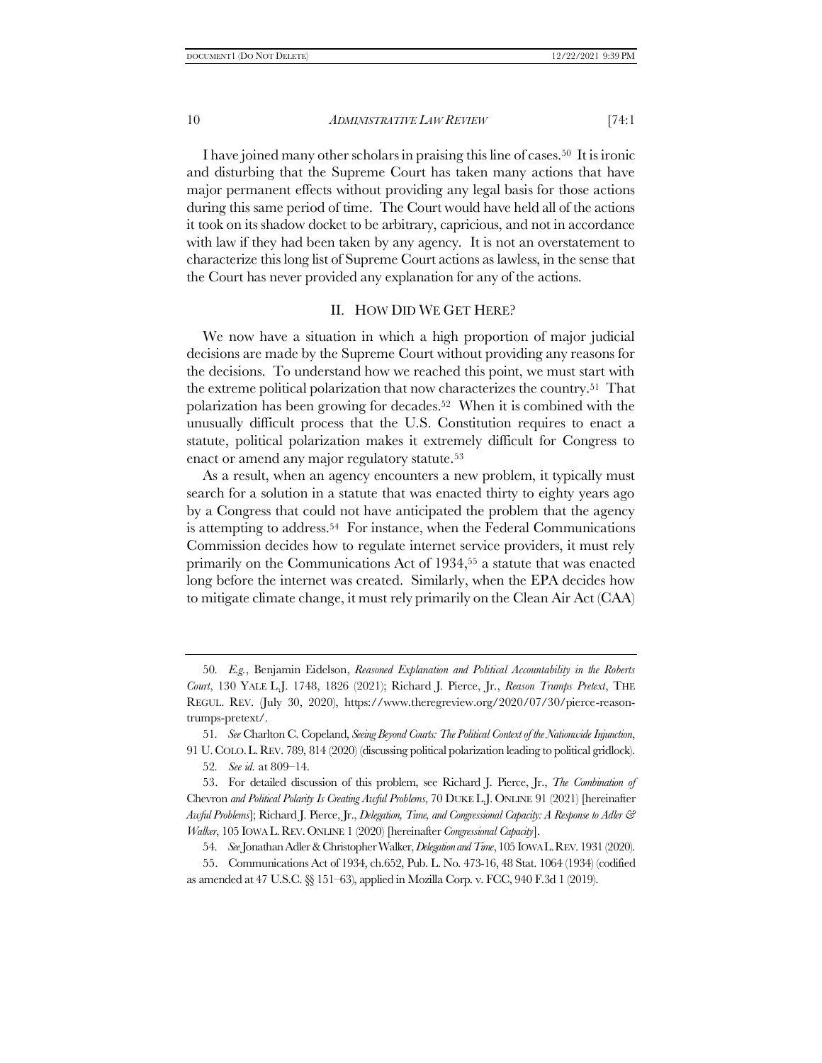I have joined many other scholars in praising this line of cases.[50] It is ironic and disturbing that the Supreme Court has taken many actions that have major permanent effects without providing any legal basis for those actions during this same period of time. The Court would have held all of the actions it took on its shadow docket to be arbitrary, capricious, and not in accordance with law if they had been taken by any agency. It is not an overstatement to characterize this long list of Supreme Court actions as lawless, in the sense that the Court has never provided any explanation for any of the actions.

## II. HOW DID WE GET HERE?

We now have a situation in which a high proportion of major judicial decisions are made by the Supreme Court without providing any reasons for the decisions. To understand how we reached this point, we must start with the extreme political polarization that now characterizes the country.[51] That polarization has been growing for decades.[52] When it is combined with the unusually difficult process that the U.S. Constitution requires to enact a statute, political polarization makes it extremely difficult for Congress to enact or amend any major regulatory statute.[53]

As a result, when an agency encounters a new problem, it typically must search for a solution in a statute that was enacted thirty to eighty years ago by a Congress that could not have anticipated the problem that the agency is attempting to address.[54] For instance, when the Federal Communications Commission decides how to regulate internet service providers, it must rely primarily on the Communications Act of 1934,[55] a statute that was enacted long before the internet was created. Similarly, when the EPA decides how to mitigate climate change, it must rely primarily on the Clean Air Act (CAA)

---

50. *E.g.*, Benjamin Eidelson, *Reasoned Explanation and Political Accountability in the Roberts Court*, 130 YALE L.J. 1748, 1826 (2021); Richard J. Pierce, Jr., *Reason Trumps Pretext*, THE REGUL. REV. (July 30, 2020), https://www.theregreview.org/2020/07/30/pierce-reason-trumps-pretext/.

51. *See* Charlton C. Copeland, *Seeing Beyond Courts: The Political Context of the Nationwide Injunction*, 91 U. COLO. L. REV. 789, 814 (2020) (discussing political polarization leading to political gridlock).

52. *See id.* at 809–14.

53. For detailed discussion of this problem, see Richard J. Pierce, Jr., *The Combination of* Chevron *and Political Polarity Is Creating Awful Problems*, 70 DUKE L.J. ONLINE 91 (2021) [hereinafter *Awful Problems*]; Richard J. Pierce, Jr., *Delegation, Time, and Congressional Capacity: A Response to Adler & Walker*, 105 IOWA L. REV. ONLINE 1 (2020) [hereinafter *Congressional Capacity*].

54. *See* Jonathan Adler & Christopher Walker, *Delegation and Time*, 105 IOWA L. REV. 1931 (2020).

55. Communications Act of 1934, ch.652, Pub. L. No. 473-16, 48 Stat. 1064 (1934) (codified as amended at 47 U.S.C. §§ 151–63), applied in Mozilla Corp. v. FCC, 940 F.3d 1 (2019).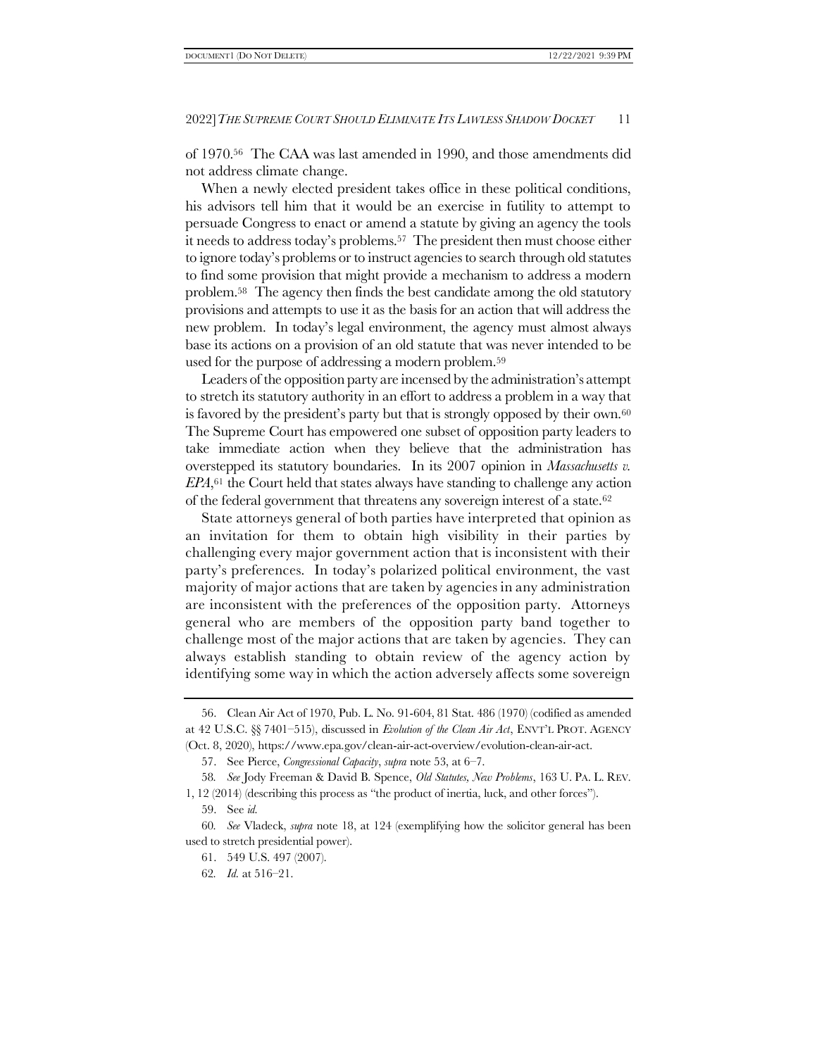of 1970.[56] The CAA was last amended in 1990, and those amendments did not address climate change.

When a newly elected president takes office in these political conditions, his advisors tell him that it would be an exercise in futility to attempt to persuade Congress to enact or amend a statute by giving an agency the tools it needs to address today's problems.[57] The president then must choose either to ignore today's problems or to instruct agencies to search through old statutes to find some provision that might provide a mechanism to address a modern problem.[58] The agency then finds the best candidate among the old statutory provisions and attempts to use it as the basis for an action that will address the new problem. In today's legal environment, the agency must almost always base its actions on a provision of an old statute that was never intended to be used for the purpose of addressing a modern problem.[59]

Leaders of the opposition party are incensed by the administration's attempt to stretch its statutory authority in an effort to address a problem in a way that is favored by the president's party but that is strongly opposed by their own.[60] The Supreme Court has empowered one subset of opposition party leaders to take immediate action when they believe that the administration has overstepped its statutory boundaries. In its 2007 opinion in *Massachusetts v. EPA*,[61] the Court held that states always have standing to challenge any action of the federal government that threatens any sovereign interest of a state.[62]

State attorneys general of both parties have interpreted that opinion as an invitation for them to obtain high visibility in their parties by challenging every major government action that is inconsistent with their party's preferences. In today's polarized political environment, the vast majority of major actions that are taken by agencies in any administration are inconsistent with the preferences of the opposition party. Attorneys general who are members of the opposition party band together to challenge most of the major actions that are taken by agencies. They can always establish standing to obtain review of the agency action by identifying some way in which the action adversely affects some sovereign

---

56. Clean Air Act of 1970, Pub. L. No. 91-604, 81 Stat. 486 (1970) (codified as amended at 42 U.S.C. §§ 7401–515), discussed in *Evolution of the Clean Air Act*, ENVT'L PROT. AGENCY (Oct. 8, 2020), https://www.epa.gov/clean-air-act-overview/evolution-clean-air-act.

57. See Pierce, *Congressional Capacity*, *supra* note 53, at 6–7.

58. *See* Jody Freeman & David B. Spence, *Old Statutes, New Problems*, 163 U. PA. L. REV. 1, 12 (2014) (describing this process as "the product of inertia, luck, and other forces").

59. See *id.*

60. *See* Vladeck, *supra* note 18, at 124 (exemplifying how the solicitor general has been used to stretch presidential power).

61. 549 U.S. 497 (2007).

62. *Id.* at 516–21.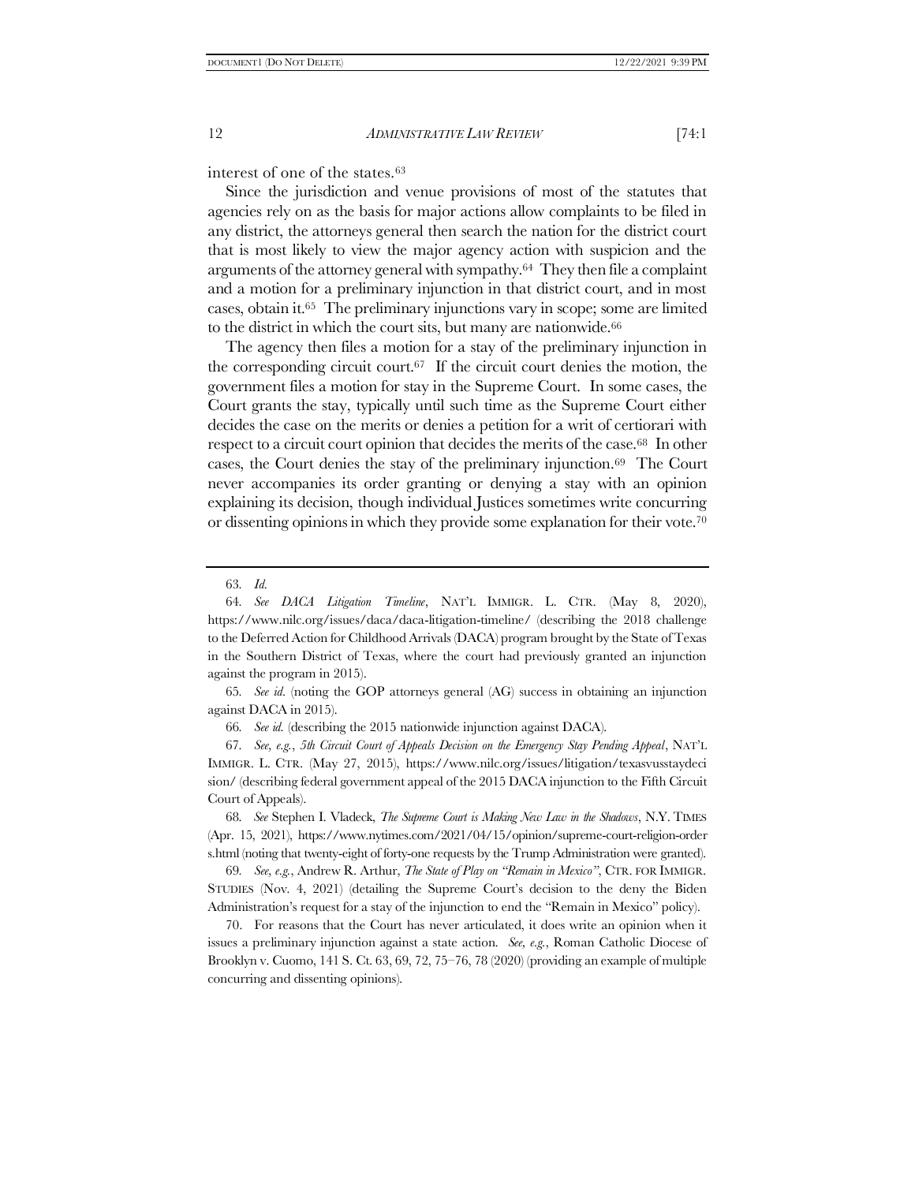interest of one of the states.[63]

Since the jurisdiction and venue provisions of most of the statutes that agencies rely on as the basis for major actions allow complaints to be filed in any district, the attorneys general then search the nation for the district court that is most likely to view the major agency action with suspicion and the arguments of the attorney general with sympathy.[64] They then file a complaint and a motion for a preliminary injunction in that district court, and in most cases, obtain it.[65] The preliminary injunctions vary in scope; some are limited to the district in which the court sits, but many are nationwide.[66]

The agency then files a motion for a stay of the preliminary injunction in the corresponding circuit court.[67] If the circuit court denies the motion, the government files a motion for stay in the Supreme Court. In some cases, the Court grants the stay, typically until such time as the Supreme Court either decides the case on the merits or denies a petition for a writ of certiorari with respect to a circuit court opinion that decides the merits of the case.[68] In other cases, the Court denies the stay of the preliminary injunction.[69] The Court never accompanies its order granting or denying a stay with an opinion explaining its decision, though individual Justices sometimes write concurring or dissenting opinions in which they provide some explanation for their vote.[70]

---

63. *Id.*

64. *See DACA Litigation Timeline*, NAT'L IMMIGR. L. CTR. (May 8, 2020), https://www.nilc.org/issues/daca/daca-litigation-timeline/ (describing the 2018 challenge to the Deferred Action for Childhood Arrivals (DACA) program brought by the State of Texas in the Southern District of Texas, where the court had previously granted an injunction against the program in 2015).

65. *See id.* (noting the GOP attorneys general (AG) success in obtaining an injunction against DACA in 2015).

66. *See id.* (describing the 2015 nationwide injunction against DACA).

67. *See, e.g.*, *5th Circuit Court of Appeals Decision on the Emergency Stay Pending Appeal*, NAT'L IMMIGR. L. CTR. (May 27, 2015), https://www.nilc.org/issues/litigation/texasvusstaydecision/ (describing federal government appeal of the 2015 DACA injunction to the Fifth Circuit Court of Appeals).

68. *See* Stephen I. Vladeck, *The Supreme Court is Making New Law in the Shadows*, N.Y. TIMES (Apr. 15, 2021), https://www.nytimes.com/2021/04/15/opinion/supreme-court-religion-orders.html (noting that twenty-eight of forty-one requests by the Trump Administration were granted).

69. *See, e.g.*, Andrew R. Arthur, *The State of Play on "Remain in Mexico"*, CTR. FOR IMMIGR. STUDIES (Nov. 4, 2021) (detailing the Supreme Court's decision to the deny the Biden Administration's request for a stay of the injunction to end the "Remain in Mexico" policy).

70. For reasons that the Court has never articulated, it does write an opinion when it issues a preliminary injunction against a state action. *See, e.g.*, Roman Catholic Diocese of Brooklyn v. Cuomo, 141 S. Ct. 63, 69, 72, 75–76, 78 (2020) (providing an example of multiple concurring and dissenting opinions).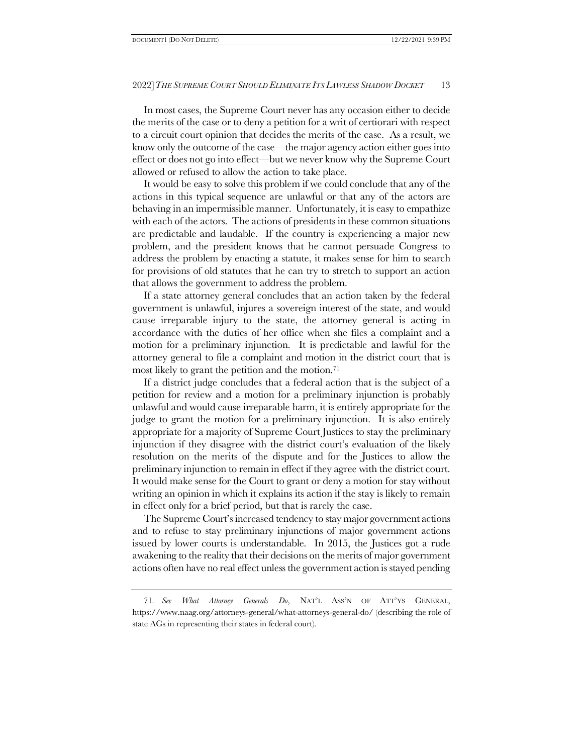In most cases, the Supreme Court never has any occasion either to decide the merits of the case or to deny a petition for a writ of certiorari with respect to a circuit court opinion that decides the merits of the case. As a result, we know only the outcome of the case—the major agency action either goes into effect or does not go into effect—but we never know why the Supreme Court allowed or refused to allow the action to take place.

It would be easy to solve this problem if we could conclude that any of the actions in this typical sequence are unlawful or that any of the actors are behaving in an impermissible manner. Unfortunately, it is easy to empathize with each of the actors. The actions of presidents in these common situations are predictable and laudable. If the country is experiencing a major new problem, and the president knows that he cannot persuade Congress to address the problem by enacting a statute, it makes sense for him to search for provisions of old statutes that he can try to stretch to support an action that allows the government to address the problem.

If a state attorney general concludes that an action taken by the federal government is unlawful, injures a sovereign interest of the state, and would cause irreparable injury to the state, the attorney general is acting in accordance with the duties of her office when she files a complaint and a motion for a preliminary injunction. It is predictable and lawful for the attorney general to file a complaint and motion in the district court that is most likely to grant the petition and the motion.[71]

If a district judge concludes that a federal action that is the subject of a petition for review and a motion for a preliminary injunction is probably unlawful and would cause irreparable harm, it is entirely appropriate for the judge to grant the motion for a preliminary injunction. It is also entirely appropriate for a majority of Supreme Court Justices to stay the preliminary injunction if they disagree with the district court's evaluation of the likely resolution on the merits of the dispute and for the Justices to allow the preliminary injunction to remain in effect if they agree with the district court. It would make sense for the Court to grant or deny a motion for stay without writing an opinion in which it explains its action if the stay is likely to remain in effect only for a brief period, but that is rarely the case.

The Supreme Court's increased tendency to stay major government actions and to refuse to stay preliminary injunctions of major government actions issued by lower courts is understandable. In 2015, the Justices got a rude awakening to the reality that their decisions on the merits of major government actions often have no real effect unless the government action is stayed pending

---

71. *See What Attorney Generals Do*, NAT'L ASS'N OF ATT'YS GENERAL, https://www.naag.org/attorneys-general/what-attorneys-general-do/ (describing the role of state AGs in representing their states in federal court).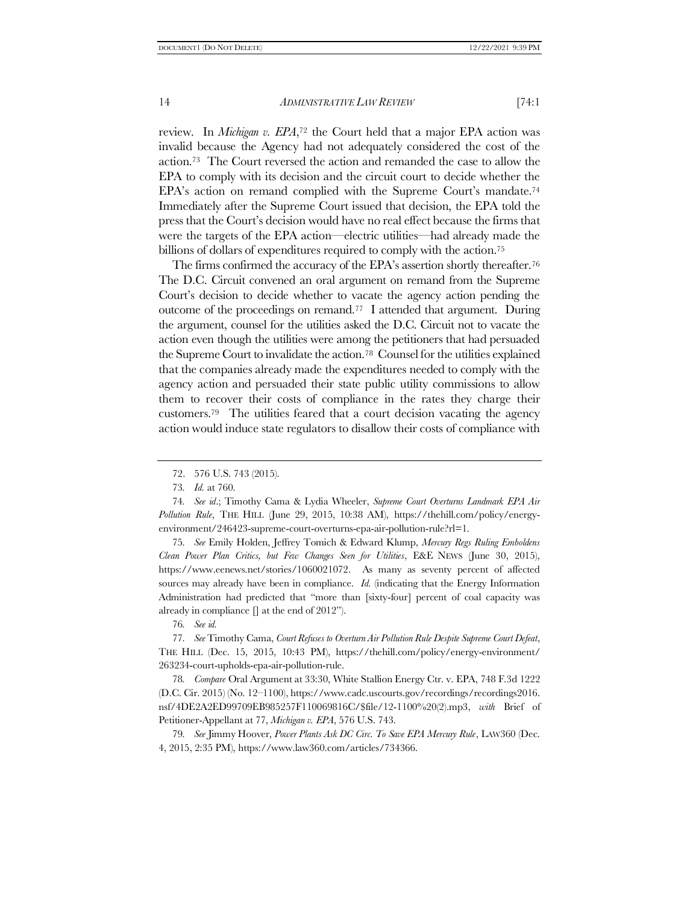review. In *Michigan v. EPA*,[72] the Court held that a major EPA action was invalid because the Agency had not adequately considered the cost of the action.[73] The Court reversed the action and remanded the case to allow the EPA to comply with its decision and the circuit court to decide whether the EPA's action on remand complied with the Supreme Court's mandate.[74] Immediately after the Supreme Court issued that decision, the EPA told the press that the Court's decision would have no real effect because the firms that were the targets of the EPA action—electric utilities—had already made the billions of dollars of expenditures required to comply with the action.[75]

The firms confirmed the accuracy of the EPA's assertion shortly thereafter.[76] The D.C. Circuit convened an oral argument on remand from the Supreme Court's decision to decide whether to vacate the agency action pending the outcome of the proceedings on remand.[77] I attended that argument. During the argument, counsel for the utilities asked the D.C. Circuit not to vacate the action even though the utilities were among the petitioners that had persuaded the Supreme Court to invalidate the action.[78] Counsel for the utilities explained that the companies already made the expenditures needed to comply with the agency action and persuaded their state public utility commissions to allow them to recover their costs of compliance in the rates they charge their customers.[79] The utilities feared that a court decision vacating the agency action would induce state regulators to disallow their costs of compliance with

---

72. 576 U.S. 743 (2015).

73. *Id.* at 760.

74. *See id*.; Timothy Cama & Lydia Wheeler, *Supreme Court Overturns Landmark EPA Air Pollution Rule*, THE HILL (June 29, 2015, 10:38 AM), https://thehill.com/policy/energy-environment/246423-supreme-court-overturns-epa-air-pollution-rule?rl=1.

75. *See* Emily Holden, Jeffrey Tomich & Edward Klump, *Mercury Regs Ruling Emboldens Clean Power Plan Critics, but Few Changes Seen for Utilities*, E&E NEWS (June 30, 2015), https://www.eenews.net/stories/1060021072. As many as seventy percent of affected sources may already have been in compliance. *Id.* (indicating that the Energy Information Administration had predicted that "more than [sixty-four] percent of coal capacity was already in compliance [] at the end of 2012").

76. *See id.*

77. *See* Timothy Cama, *Court Refuses to Overturn Air Pollution Rule Despite Supreme Court Defeat*, THE HILL (Dec. 15, 2015, 10:43 PM), https://thehill.com/policy/energy-environment/263234-court-upholds-epa-air-pollution-rule.

78. *Compare* Oral Argument at 33:30, White Stallion Energy Ctr. v. EPA, 748 F.3d 1222 (D.C. Cir. 2015) (No. 12–1100), https://www.cadc.uscourts.gov/recordings/recordings2016.nsf/4DE2A2ED99709EB985257F110069816C/$file/12-1100%20(2).mp3, *with* Brief of Petitioner-Appellant at 77, *Michigan v. EPA*, 576 U.S. 743.

79. *See* Jimmy Hoover, *Power Plants Ask DC Circ. To Save EPA Mercury Rule*, LAW360 (Dec. 4, 2015, 2:35 PM), https://www.law360.com/articles/734366.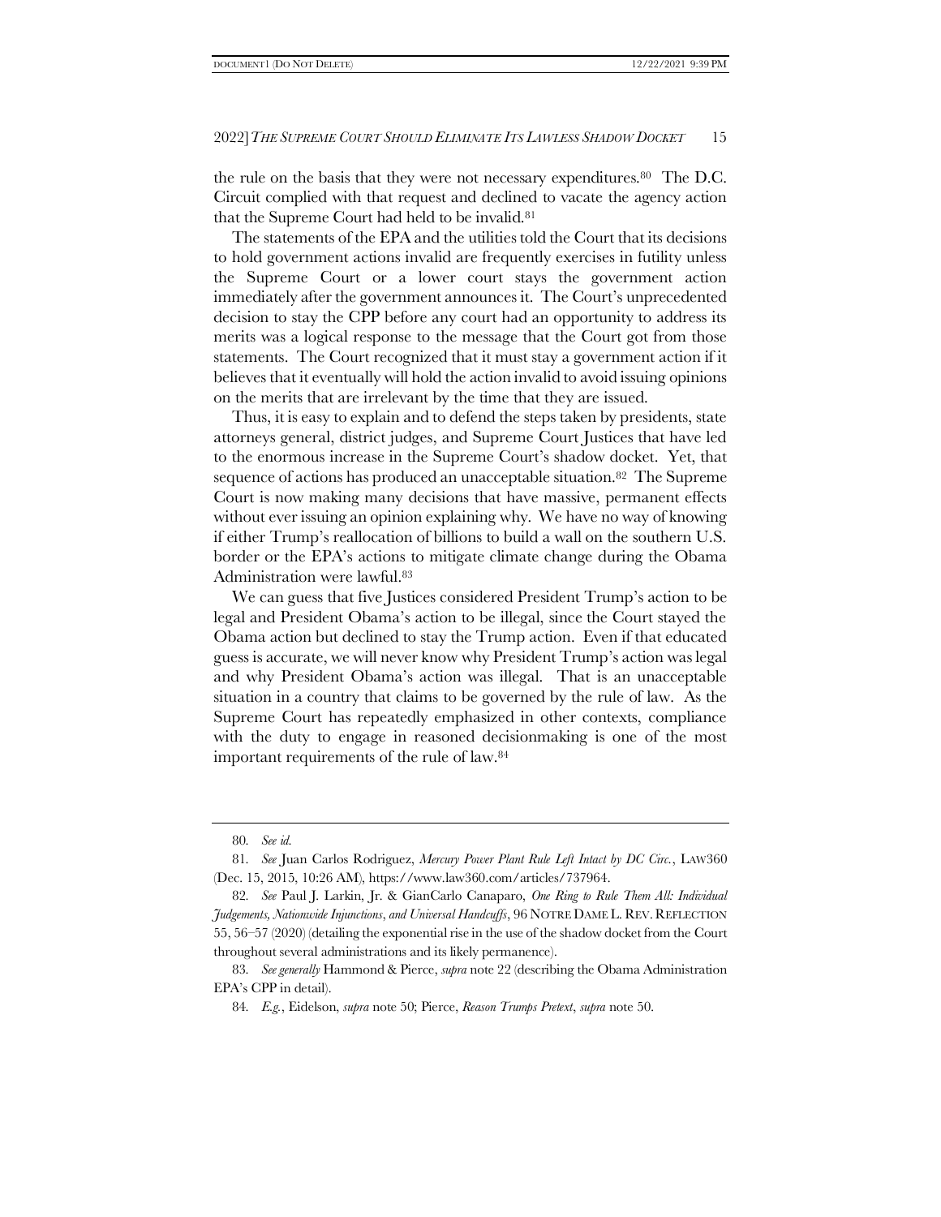the rule on the basis that they were not necessary expenditures.[80] The D.C. Circuit complied with that request and declined to vacate the agency action that the Supreme Court had held to be invalid.[81]

The statements of the EPA and the utilities told the Court that its decisions to hold government actions invalid are frequently exercises in futility unless the Supreme Court or a lower court stays the government action immediately after the government announces it. The Court's unprecedented decision to stay the CPP before any court had an opportunity to address its merits was a logical response to the message that the Court got from those statements. The Court recognized that it must stay a government action if it believes that it eventually will hold the action invalid to avoid issuing opinions on the merits that are irrelevant by the time that they are issued.

Thus, it is easy to explain and to defend the steps taken by presidents, state attorneys general, district judges, and Supreme Court Justices that have led to the enormous increase in the Supreme Court's shadow docket. Yet, that sequence of actions has produced an unacceptable situation.[82] The Supreme Court is now making many decisions that have massive, permanent effects without ever issuing an opinion explaining why. We have no way of knowing if either Trump's reallocation of billions to build a wall on the southern U.S. border or the EPA's actions to mitigate climate change during the Obama Administration were lawful.[83]

We can guess that five Justices considered President Trump's action to be legal and President Obama's action to be illegal, since the Court stayed the Obama action but declined to stay the Trump action. Even if that educated guess is accurate, we will never know why President Trump's action was legal and why President Obama's action was illegal. That is an unacceptable situation in a country that claims to be governed by the rule of law. As the Supreme Court has repeatedly emphasized in other contexts, compliance with the duty to engage in reasoned decisionmaking is one of the most important requirements of the rule of law.[84]

---

80. *See id.*

81. *See* Juan Carlos Rodriguez, *Mercury Power Plant Rule Left Intact by DC Circ.*, LAW360 (Dec. 15, 2015, 10:26 AM), https://www.law360.com/articles/737964.

82. *See* Paul J. Larkin, Jr. & GianCarlo Canaparo, *One Ring to Rule Them All: Individual Judgements, Nationwide Injunctions, and Universal Handcuffs*, 96 NOTRE DAME L. REV. REFLECTION 55, 56–57 (2020) (detailing the exponential rise in the use of the shadow docket from the Court throughout several administrations and its likely permanence).

83. *See generally* Hammond & Pierce, *supra* note 22 (describing the Obama Administration EPA's CPP in detail).

84. *E.g.*, Eidelson, *supra* note 50; Pierce, *Reason Trumps Pretext*, *supra* note 50.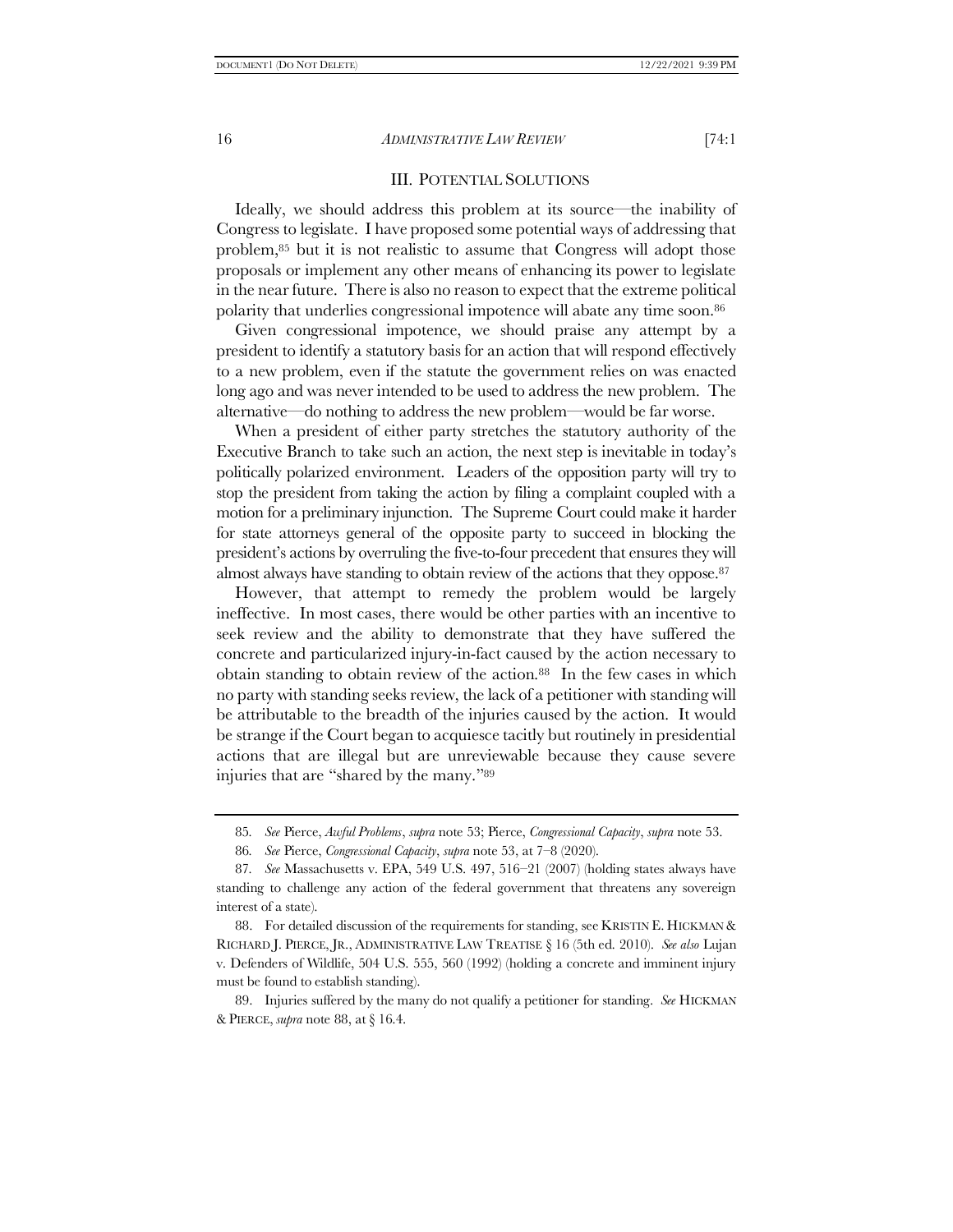## III. POTENTIAL SOLUTIONS

Ideally, we should address this problem at its source—the inability of Congress to legislate. I have proposed some potential ways of addressing that problem,[85] but it is not realistic to assume that Congress will adopt those proposals or implement any other means of enhancing its power to legislate in the near future. There is also no reason to expect that the extreme political polarity that underlies congressional impotence will abate any time soon.[86]

Given congressional impotence, we should praise any attempt by a president to identify a statutory basis for an action that will respond effectively to a new problem, even if the statute the government relies on was enacted long ago and was never intended to be used to address the new problem. The alternative—do nothing to address the new problem—would be far worse.

When a president of either party stretches the statutory authority of the Executive Branch to take such an action, the next step is inevitable in today's politically polarized environment. Leaders of the opposition party will try to stop the president from taking the action by filing a complaint coupled with a motion for a preliminary injunction. The Supreme Court could make it harder for state attorneys general of the opposite party to succeed in blocking the president's actions by overruling the five-to-four precedent that ensures they will almost always have standing to obtain review of the actions that they oppose.[87]

However, that attempt to remedy the problem would be largely ineffective. In most cases, there would be other parties with an incentive to seek review and the ability to demonstrate that they have suffered the concrete and particularized injury-in-fact caused by the action necessary to obtain standing to obtain review of the action.[88] In the few cases in which no party with standing seeks review, the lack of a petitioner with standing will be attributable to the breadth of the injuries caused by the action. It would be strange if the Court began to acquiesce tacitly but routinely in presidential actions that are illegal but are unreviewable because they cause severe injuries that are "shared by the many."[89]

---

85. *See* Pierce, *Awful Problems*, *supra* note 53; Pierce, *Congressional Capacity*, *supra* note 53.

86. *See* Pierce, *Congressional Capacity*, *supra* note 53, at 7–8 (2020).

87. *See* Massachusetts v. EPA, 549 U.S. 497, 516–21 (2007) (holding states always have standing to challenge any action of the federal government that threatens any sovereign interest of a state).

88. For detailed discussion of the requirements for standing, see KRISTIN E. HICKMAN & RICHARD J. PIERCE, JR., ADMINISTRATIVE LAW TREATISE § 16 (5th ed. 2010). *See also* Lujan v. Defenders of Wildlife, 504 U.S. 555, 560 (1992) (holding a concrete and imminent injury must be found to establish standing).

89. Injuries suffered by the many do not qualify a petitioner for standing. *See* HICKMAN & PIERCE, *supra* note 88, at § 16.4.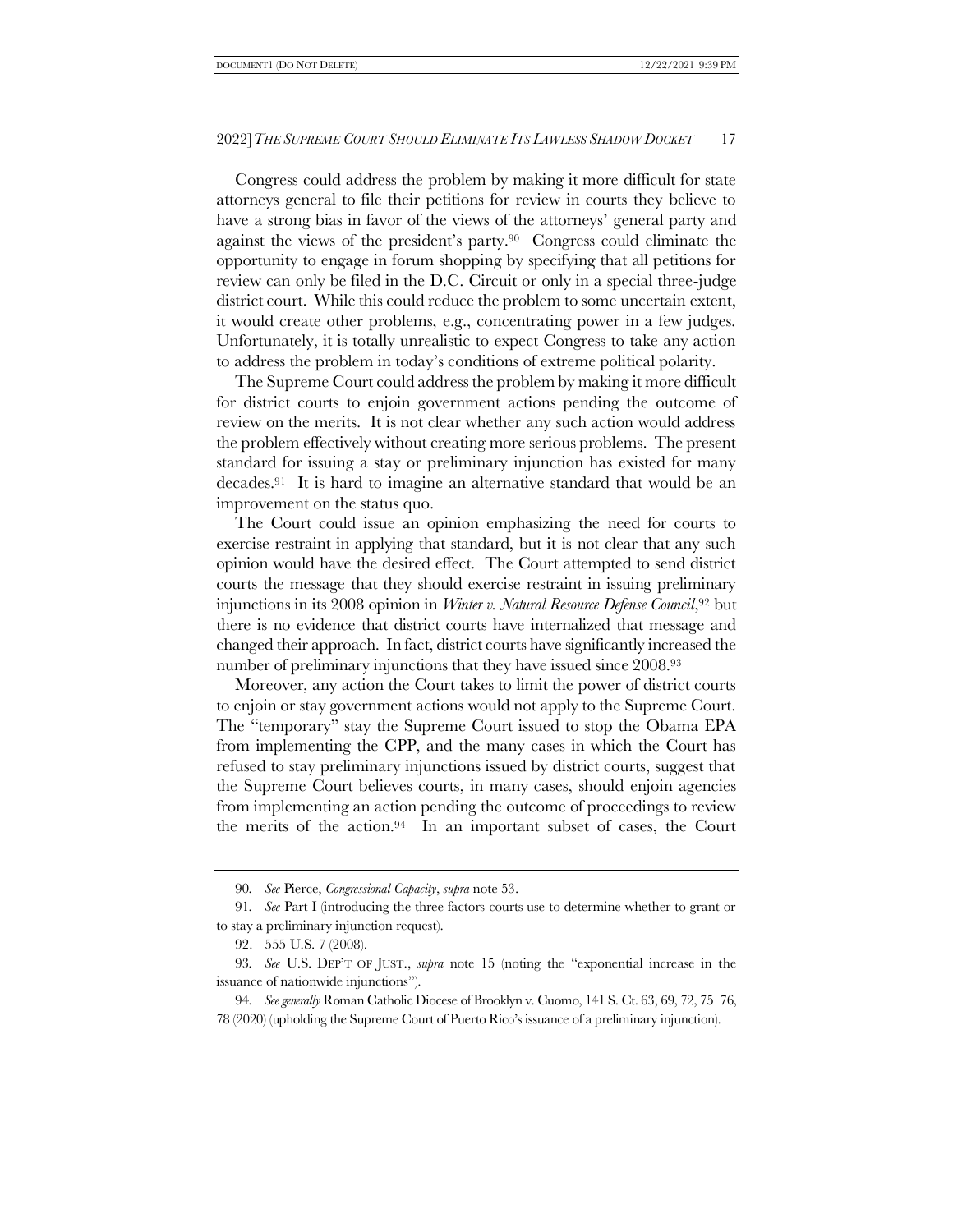Congress could address the problem by making it more difficult for state attorneys general to file their petitions for review in courts they believe to have a strong bias in favor of the views of the attorneys' general party and against the views of the president's party.[90] Congress could eliminate the opportunity to engage in forum shopping by specifying that all petitions for review can only be filed in the D.C. Circuit or only in a special three-judge district court. While this could reduce the problem to some uncertain extent, it would create other problems, e.g., concentrating power in a few judges. Unfortunately, it is totally unrealistic to expect Congress to take any action to address the problem in today's conditions of extreme political polarity.

The Supreme Court could address the problem by making it more difficult for district courts to enjoin government actions pending the outcome of review on the merits. It is not clear whether any such action would address the problem effectively without creating more serious problems. The present standard for issuing a stay or preliminary injunction has existed for many decades.[91] It is hard to imagine an alternative standard that would be an improvement on the status quo.

The Court could issue an opinion emphasizing the need for courts to exercise restraint in applying that standard, but it is not clear that any such opinion would have the desired effect. The Court attempted to send district courts the message that they should exercise restraint in issuing preliminary injunctions in its 2008 opinion in *Winter v. Natural Resource Defense Council*,[92] but there is no evidence that district courts have internalized that message and changed their approach. In fact, district courts have significantly increased the number of preliminary injunctions that they have issued since 2008.[93]

Moreover, any action the Court takes to limit the power of district courts to enjoin or stay government actions would not apply to the Supreme Court. The "temporary" stay the Supreme Court issued to stop the Obama EPA from implementing the CPP, and the many cases in which the Court has refused to stay preliminary injunctions issued by district courts, suggest that the Supreme Court believes courts, in many cases, should enjoin agencies from implementing an action pending the outcome of proceedings to review the merits of the action.[94] In an important subset of cases, the Court

---

90. *See* Pierce, *Congressional Capacity*, *supra* note 53.

91. *See* Part I (introducing the three factors courts use to determine whether to grant or to stay a preliminary injunction request).

92. 555 U.S. 7 (2008).

93. *See* U.S. DEP'T OF JUST., *supra* note 15 (noting the "exponential increase in the issuance of nationwide injunctions").

94. *See generally* Roman Catholic Diocese of Brooklyn v. Cuomo, 141 S. Ct. 63, 69, 72, 75–76, 78 (2020) (upholding the Supreme Court of Puerto Rico's issuance of a preliminary injunction).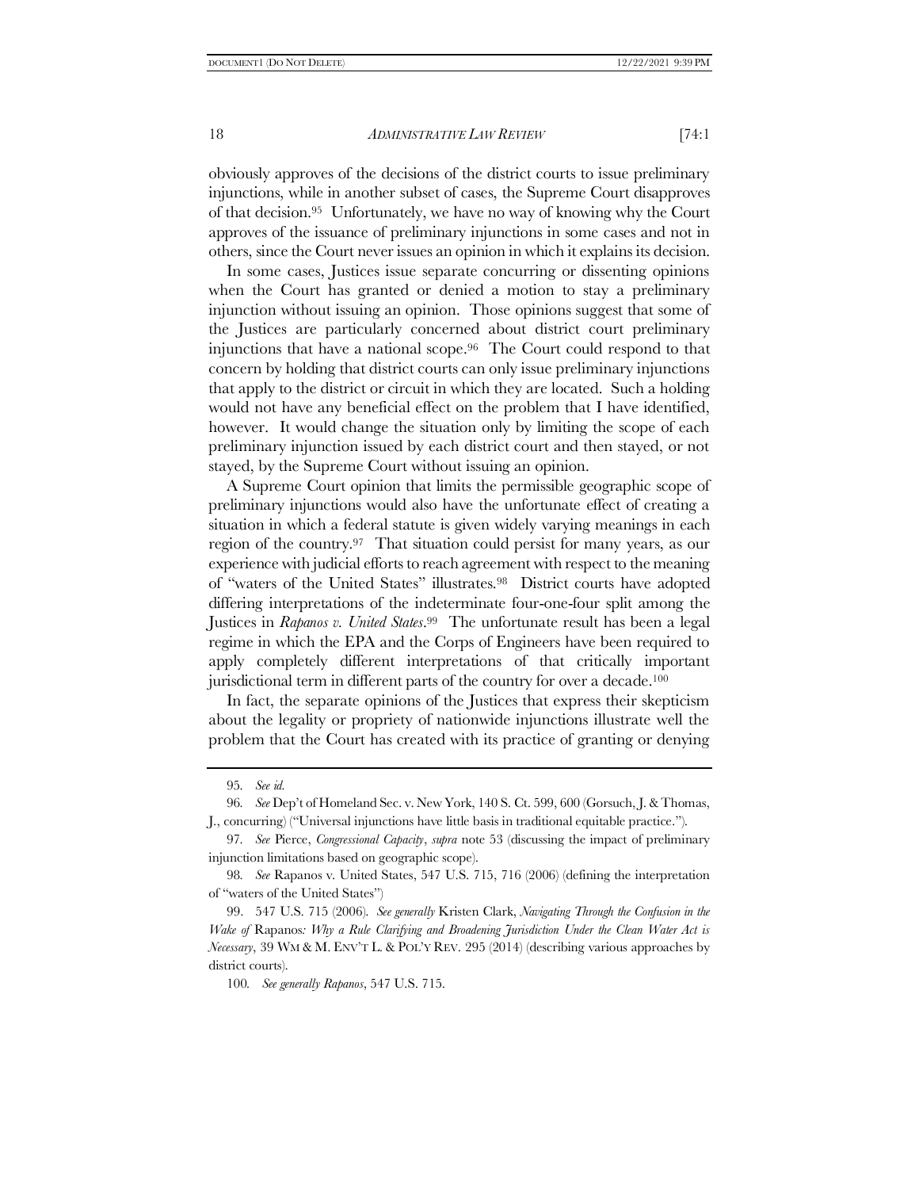obviously approves of the decisions of the district courts to issue preliminary injunctions, while in another subset of cases, the Supreme Court disapproves of that decision.[95] Unfortunately, we have no way of knowing why the Court approves of the issuance of preliminary injunctions in some cases and not in others, since the Court never issues an opinion in which it explains its decision.

In some cases, Justices issue separate concurring or dissenting opinions when the Court has granted or denied a motion to stay a preliminary injunction without issuing an opinion. Those opinions suggest that some of the Justices are particularly concerned about district court preliminary injunctions that have a national scope.[96] The Court could respond to that concern by holding that district courts can only issue preliminary injunctions that apply to the district or circuit in which they are located. Such a holding would not have any beneficial effect on the problem that I have identified, however. It would change the situation only by limiting the scope of each preliminary injunction issued by each district court and then stayed, or not stayed, by the Supreme Court without issuing an opinion.

A Supreme Court opinion that limits the permissible geographic scope of preliminary injunctions would also have the unfortunate effect of creating a situation in which a federal statute is given widely varying meanings in each region of the country.[97] That situation could persist for many years, as our experience with judicial efforts to reach agreement with respect to the meaning of "waters of the United States" illustrates.[98] District courts have adopted differing interpretations of the indeterminate four-one-four split among the Justices in *Rapanos v. United States*.[99] The unfortunate result has been a legal regime in which the EPA and the Corps of Engineers have been required to apply completely different interpretations of that critically important jurisdictional term in different parts of the country for over a decade.[100]

In fact, the separate opinions of the Justices that express their skepticism about the legality or propriety of nationwide injunctions illustrate well the problem that the Court has created with its practice of granting or denying

---

95. *See id.*

96. *See* Dep't of Homeland Sec. v. New York, 140 S. Ct. 599, 600 (Gorsuch, J. & Thomas, J., concurring) ("Universal injunctions have little basis in traditional equitable practice.").

97. *See* Pierce, *Congressional Capacity*, *supra* note 53 (discussing the impact of preliminary injunction limitations based on geographic scope).

98. *See* Rapanos v. United States, 547 U.S. 715, 716 (2006) (defining the interpretation of "waters of the United States")

99. 547 U.S. 715 (2006). *See generally* Kristen Clark, *Navigating Through the Confusion in the Wake of* Rapanos*: Why a Rule Clarifying and Broadening Jurisdiction Under the Clean Water Act is Necessary*, 39 WM & M. ENV'T L. & POL'Y REV. 295 (2014) (describing various approaches by district courts).

100. *See generally Rapanos*, 547 U.S. 715.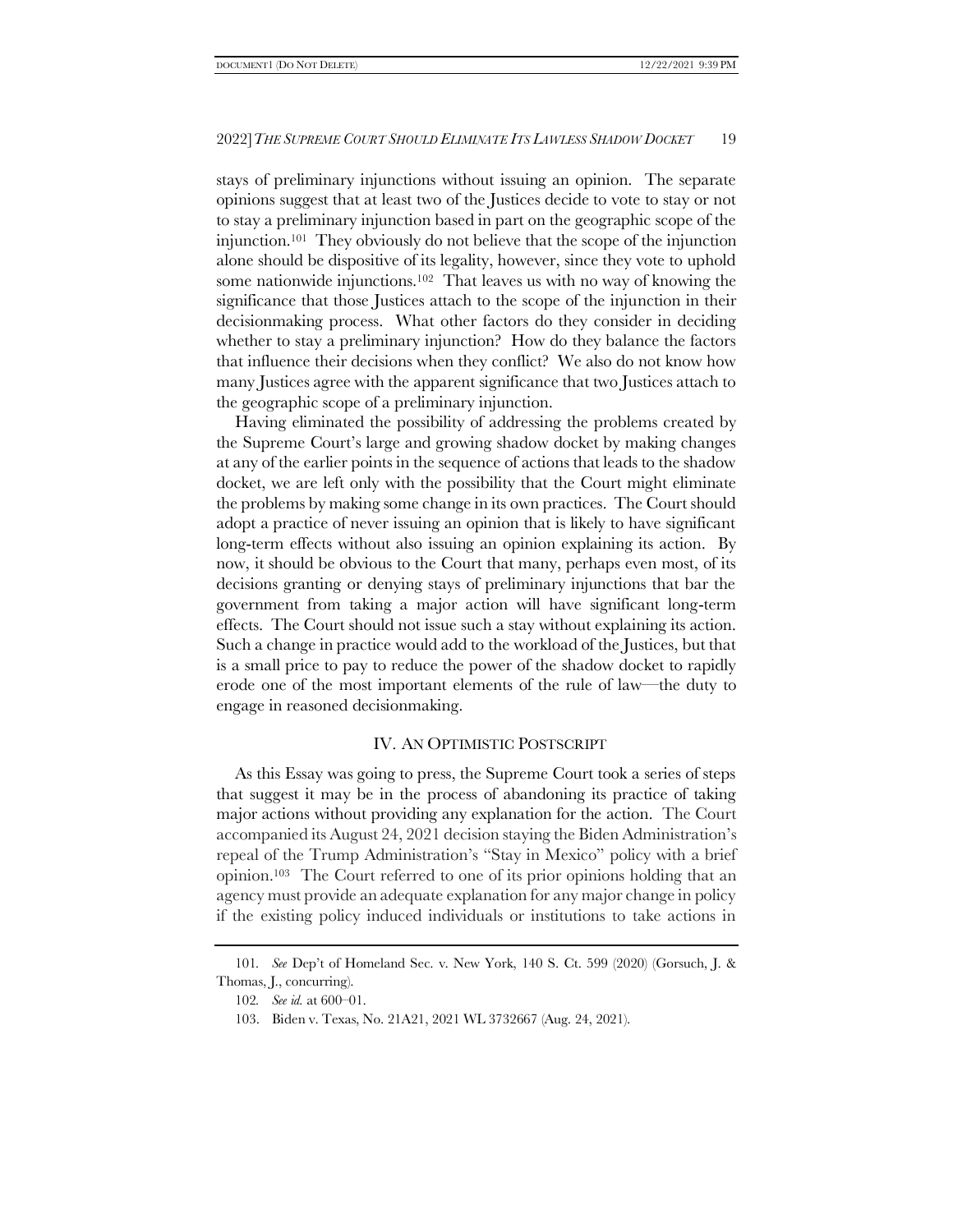stays of preliminary injunctions without issuing an opinion. The separate opinions suggest that at least two of the Justices decide to vote to stay or not to stay a preliminary injunction based in part on the geographic scope of the injunction.[101] They obviously do not believe that the scope of the injunction alone should be dispositive of its legality, however, since they vote to uphold some nationwide injunctions.[102] That leaves us with no way of knowing the significance that those Justices attach to the scope of the injunction in their decisionmaking process. What other factors do they consider in deciding whether to stay a preliminary injunction? How do they balance the factors that influence their decisions when they conflict? We also do not know how many Justices agree with the apparent significance that two Justices attach to the geographic scope of a preliminary injunction.

Having eliminated the possibility of addressing the problems created by the Supreme Court's large and growing shadow docket by making changes at any of the earlier points in the sequence of actions that leads to the shadow docket, we are left only with the possibility that the Court might eliminate the problems by making some change in its own practices. The Court should adopt a practice of never issuing an opinion that is likely to have significant long-term effects without also issuing an opinion explaining its action. By now, it should be obvious to the Court that many, perhaps even most, of its decisions granting or denying stays of preliminary injunctions that bar the government from taking a major action will have significant long-term effects. The Court should not issue such a stay without explaining its action. Such a change in practice would add to the workload of the Justices, but that is a small price to pay to reduce the power of the shadow docket to rapidly erode one of the most important elements of the rule of law—the duty to engage in reasoned decisionmaking.

## IV. AN OPTIMISTIC POSTSCRIPT

As this Essay was going to press, the Supreme Court took a series of steps that suggest it may be in the process of abandoning its practice of taking major actions without providing any explanation for the action. The Court accompanied its August 24, 2021 decision staying the Biden Administration's repeal of the Trump Administration's "Stay in Mexico" policy with a brief opinion.[103] The Court referred to one of its prior opinions holding that an agency must provide an adequate explanation for any major change in policy if the existing policy induced individuals or institutions to take actions in

---

101. *See* Dep't of Homeland Sec. v. New York, 140 S. Ct. 599 (2020) (Gorsuch, J. & Thomas, J., concurring).

102. *See id.* at 600–01.

103. Biden v. Texas, No. 21A21, 2021 WL 3732667 (Aug. 24, 2021).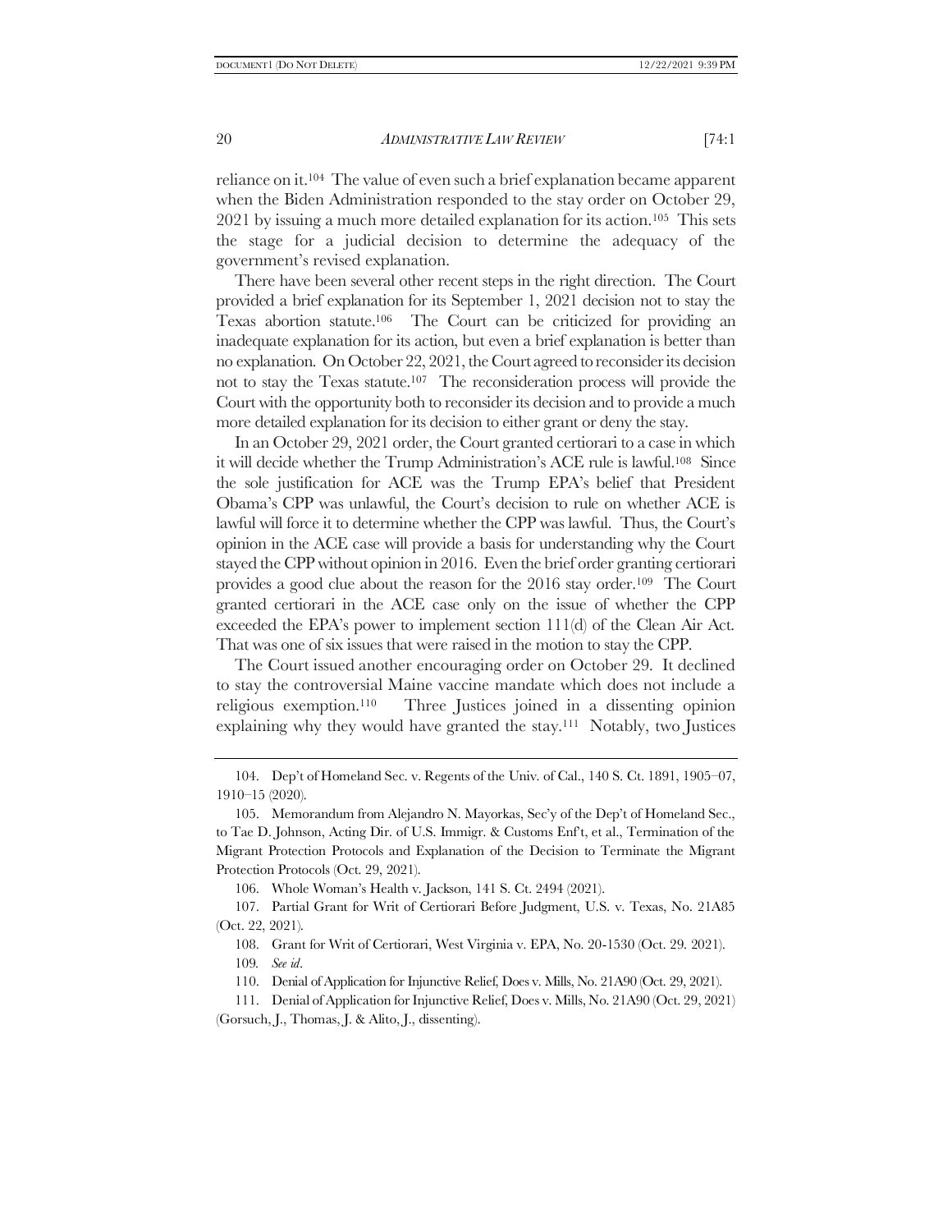reliance on it.[104] The value of even such a brief explanation became apparent when the Biden Administration responded to the stay order on October 29, 2021 by issuing a much more detailed explanation for its action.[105] This sets the stage for a judicial decision to determine the adequacy of the government's revised explanation.

There have been several other recent steps in the right direction. The Court provided a brief explanation for its September 1, 2021 decision not to stay the Texas abortion statute.[106] The Court can be criticized for providing an inadequate explanation for its action, but even a brief explanation is better than no explanation. On October 22, 2021, the Court agreed to reconsider its decision not to stay the Texas statute.[107] The reconsideration process will provide the Court with the opportunity both to reconsider its decision and to provide a much more detailed explanation for its decision to either grant or deny the stay.

In an October 29, 2021 order, the Court granted certiorari to a case in which it will decide whether the Trump Administration's ACE rule is lawful.[108] Since the sole justification for ACE was the Trump EPA's belief that President Obama's CPP was unlawful, the Court's decision to rule on whether ACE is lawful will force it to determine whether the CPP was lawful. Thus, the Court's opinion in the ACE case will provide a basis for understanding why the Court stayed the CPP without opinion in 2016. Even the brief order granting certiorari provides a good clue about the reason for the 2016 stay order.[109] The Court granted certiorari in the ACE case only on the issue of whether the CPP exceeded the EPA's power to implement section 111(d) of the Clean Air Act. That was one of six issues that were raised in the motion to stay the CPP.

The Court issued another encouraging order on October 29. It declined to stay the controversial Maine vaccine mandate which does not include a religious exemption.[110] Three Justices joined in a dissenting opinion explaining why they would have granted the stay.[111] Notably, two Justices

---

104. Dep't of Homeland Sec. v. Regents of the Univ. of Cal., 140 S. Ct. 1891, 1905–07, 1910–15 (2020).

105. Memorandum from Alejandro N. Mayorkas, Sec'y of the Dep't of Homeland Sec., to Tae D. Johnson, Acting Dir. of U.S. Immigr. & Customs Enf't, et al., Termination of the Migrant Protection Protocols and Explanation of the Decision to Terminate the Migrant Protection Protocols (Oct. 29, 2021).

106. Whole Woman's Health v. Jackson, 141 S. Ct. 2494 (2021).

107. Partial Grant for Writ of Certiorari Before Judgment, U.S. v. Texas, No. 21A85 (Oct. 22, 2021).

108. Grant for Writ of Certiorari, West Virginia v. EPA, No. 20-1530 (Oct. 29. 2021).

109. *See id*.

110. Denial of Application for Injunctive Relief, Does v. Mills, No. 21A90 (Oct. 29, 2021).

111. Denial of Application for Injunctive Relief, Does v. Mills, No. 21A90 (Oct. 29, 2021) (Gorsuch, J., Thomas, J. & Alito, J., dissenting).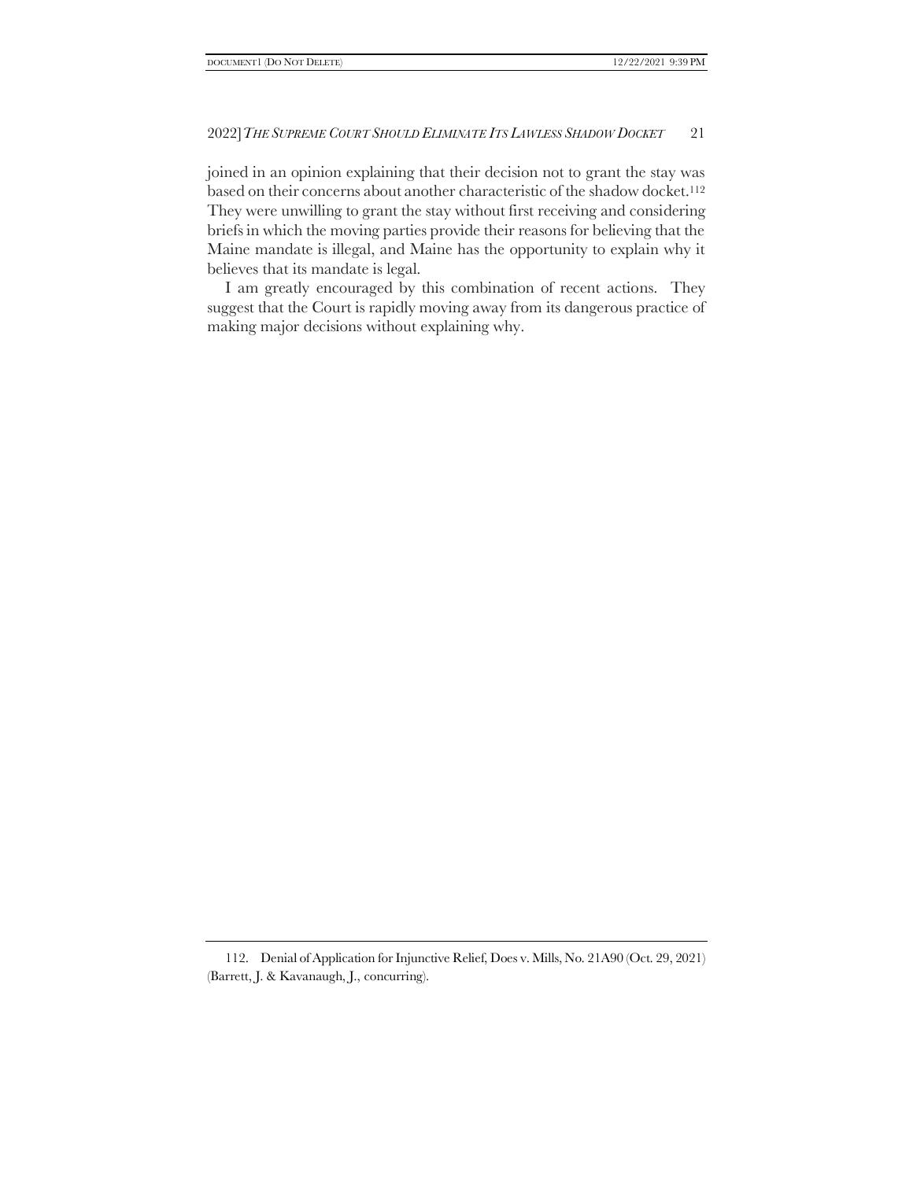joined in an opinion explaining that their decision not to grant the stay was based on their concerns about another characteristic of the shadow docket.[112] They were unwilling to grant the stay without first receiving and considering briefs in which the moving parties provide their reasons for believing that the Maine mandate is illegal, and Maine has the opportunity to explain why it believes that its mandate is legal.

I am greatly encouraged by this combination of recent actions. They suggest that the Court is rapidly moving away from its dangerous practice of making major decisions without explaining why.

---

112. Denial of Application for Injunctive Relief, Does v. Mills, No. 21A90 (Oct. 29, 2021) (Barrett, J. & Kavanaugh, J., concurring).